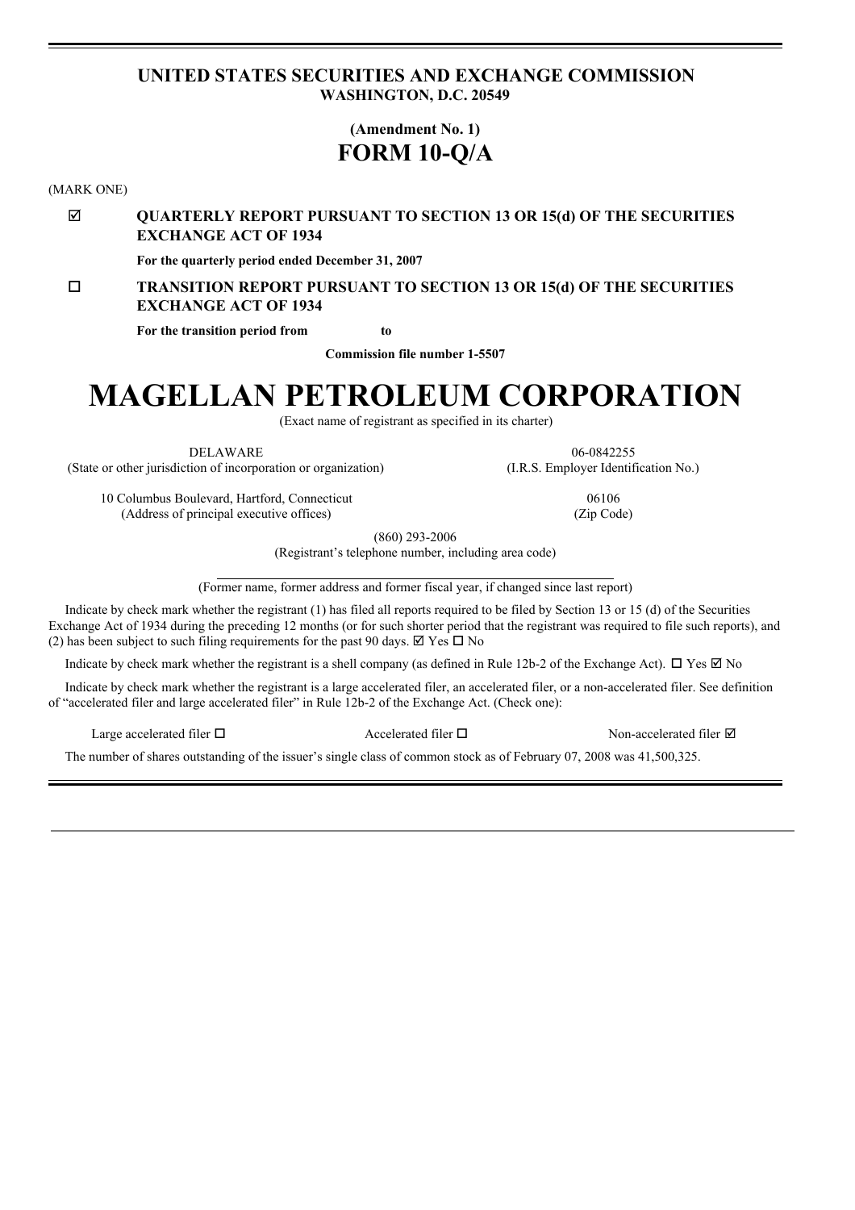**UNITED STATES SECURITIES AND EXCHANGE COMMISSION**
**WASHINGTON, D.C. 20549**

**(Amendment No. 1)**

# FORM 10-Q/A

(MARK ONE)

☑ **QUARTERLY REPORT PURSUANT TO SECTION 13 OR 15(d) OF THE SECURITIES EXCHANGE ACT OF 1934**

**For the quarterly period ended December 31, 2007**

☐ **TRANSITION REPORT PURSUANT TO SECTION 13 OR 15(d) OF THE SECURITIES EXCHANGE ACT OF 1934**

**For the transition period from to**

**Commission file number 1-5507**

# MAGELLAN PETROLEUM CORPORATION

(Exact name of registrant as specified in its charter)

| | |
|---|---|
| DELAWARE<br>(State or other jurisdiction of incorporation or organization) | 06-0842255<br>(I.R.S. Employer Identification No.) |
| 10 Columbus Boulevard, Hartford, Connecticut<br>(Address of principal executive offices) | 06106<br>(Zip Code) |

(860) 293-2006
(Registrant's telephone number, including area code)

(Former name, former address and former fiscal year, if changed since last report)

Indicate by check mark whether the registrant (1) has filed all reports required to be filed by Section 13 or 15 (d) of the Securities Exchange Act of 1934 during the preceding 12 months (or for such shorter period that the registrant was required to file such reports), and (2) has been subject to such filing requirements for the past 90 days. ☑ Yes ☐ No

Indicate by check mark whether the registrant is a shell company (as defined in Rule 12b-2 of the Exchange Act). ☐ Yes ☑ No

Indicate by check mark whether the registrant is a large accelerated filer, an accelerated filer, or a non-accelerated filer. See definition of "accelerated filer and large accelerated filer" in Rule 12b-2 of the Exchange Act. (Check one):

Large accelerated filer ☐ Accelerated filer ☐ Non-accelerated filer ☑

The number of shares outstanding of the issuer's single class of common stock as of February 07, 2008 was 41,500,325.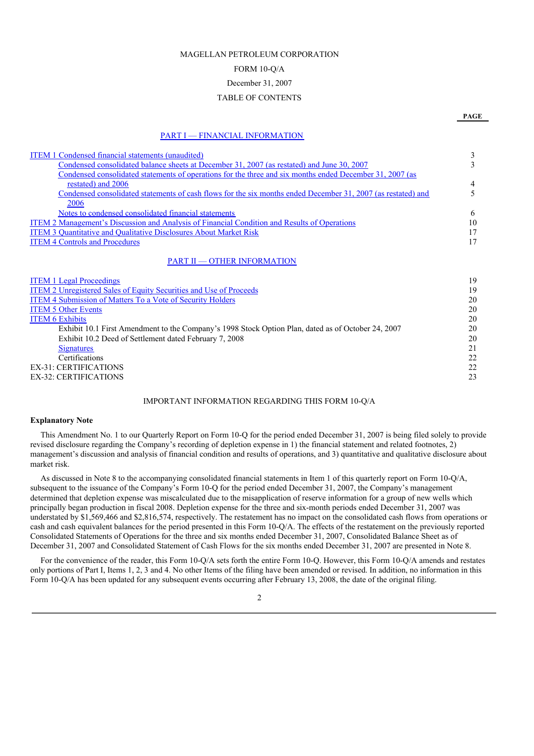MAGELLAN PETROLEUM CORPORATION

FORM 10-Q/A

December 31, 2007

TABLE OF CONTENTS

| | PAGE |
|---|---|
| **PART I — FINANCIAL INFORMATION** | |
| ITEM 1 Condensed financial statements (unaudited) | 3 |
| Condensed consolidated balance sheets at December 31, 2007 (as restated) and June 30, 2007 | 3 |
| Condensed consolidated statements of operations for the three and six months ended December 31, 2007 (as restated) and 2006 | 4 |
| Condensed consolidated statements of cash flows for the six months ended December 31, 2007 (as restated) and 2006 | 5 |
| Notes to condensed consolidated financial statements | 6 |
| ITEM 2 Management's Discussion and Analysis of Financial Condition and Results of Operations | 10 |
| ITEM 3 Quantitative and Qualitative Disclosures About Market Risk | 17 |
| ITEM 4 Controls and Procedures | 17 |
| **PART II — OTHER INFORMATION** | |
| ITEM 1 Legal Proceedings | 19 |
| ITEM 2 Unregistered Sales of Equity Securities and Use of Proceeds | 19 |
| ITEM 4 Submission of Matters To a Vote of Security Holders | 20 |
| ITEM 5 Other Events | 20 |
| ITEM 6 Exhibits | 20 |
| Exhibit 10.1 First Amendment to the Company's 1998 Stock Option Plan, dated as of October 24, 2007 | 20 |
| Exhibit 10.2 Deed of Settlement dated February 7, 2008 | 20 |
| Signatures | 21 |
| Certifications | 22 |
| EX-31: CERTIFICATIONS | 22 |
| EX-32: CERTIFICATIONS | 23 |

IMPORTANT INFORMATION REGARDING THIS FORM 10-Q/A

**Explanatory Note**

This Amendment No. 1 to our Quarterly Report on Form 10-Q for the period ended December 31, 2007 is being filed solely to provide revised disclosure regarding the Company's recording of depletion expense in 1) the financial statement and related footnotes, 2) management's discussion and analysis of financial condition and results of operations, and 3) quantitative and qualitative disclosure about market risk.

As discussed in Note 8 to the accompanying consolidated financial statements in Item 1 of this quarterly report on Form 10-Q/A, subsequent to the issuance of the Company's Form 10-Q for the period ended December 31, 2007, the Company's management determined that depletion expense was miscalculated due to the misapplication of reserve information for a group of new wells which principally began production in fiscal 2008. Depletion expense for the three and six-month periods ended December 31, 2007 was understated by $1,569,466 and $2,816,574, respectively. The restatement has no impact on the consolidated cash flows from operations or cash and cash equivalent balances for the period presented in this Form 10-Q/A. The effects of the restatement on the previously reported Consolidated Statements of Operations for the three and six months ended December 31, 2007, Consolidated Balance Sheet as of December 31, 2007 and Consolidated Statement of Cash Flows for the six months ended December 31, 2007 are presented in Note 8.

For the convenience of the reader, this Form 10-Q/A sets forth the entire Form 10-Q. However, this Form 10-Q/A amends and restates only portions of Part I, Items 1, 2, 3 and 4. No other Items of the filing have been amended or revised. In addition, no information in this Form 10-Q/A has been updated for any subsequent events occurring after February 13, 2008, the date of the original filing.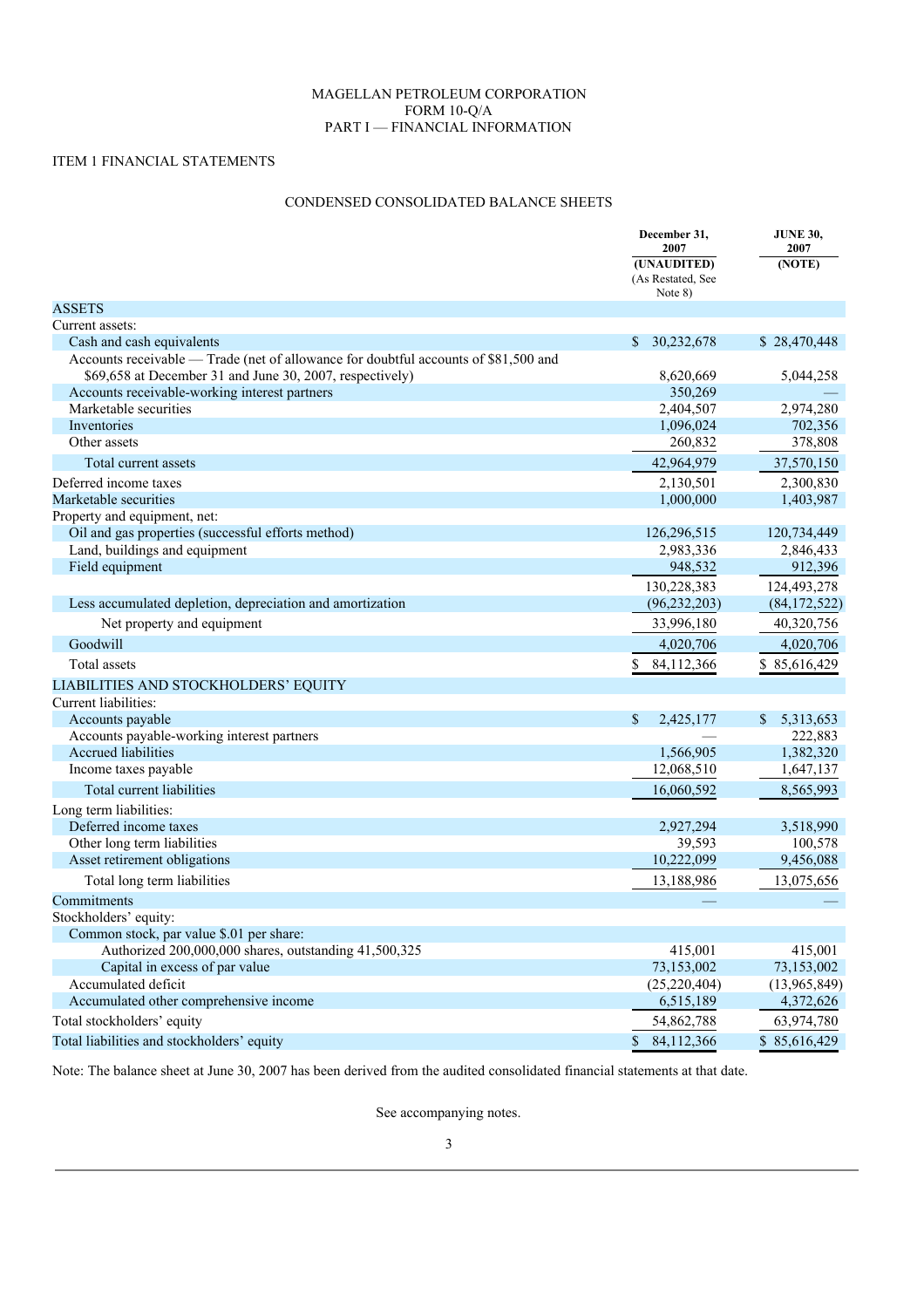MAGELLAN PETROLEUM CORPORATION
FORM 10-Q/A
PART I — FINANCIAL INFORMATION

ITEM 1 FINANCIAL STATEMENTS

CONDENSED CONSOLIDATED BALANCE SHEETS

| | December 31, 2007 (UNAUDITED) (As Restated, See Note 8) | JUNE 30, 2007 (NOTE) |
|---|---|---|
| ASSETS | | |
| Current assets: | | |
| Cash and cash equivalents | $ 30,232,678 | $ 28,470,448 |
| Accounts receivable — Trade (net of allowance for doubtful accounts of $81,500 and $69,658 at December 31 and June 30, 2007, respectively) | 8,620,669 | 5,044,258 |
| Accounts receivable-working interest partners | 350,269 | — |
| Marketable securities | 2,404,507 | 2,974,280 |
| Inventories | 1,096,024 | 702,356 |
| Other assets | 260,832 | 378,808 |
| Total current assets | 42,964,979 | 37,570,150 |
| Deferred income taxes | 2,130,501 | 2,300,830 |
| Marketable securities | 1,000,000 | 1,403,987 |
| Property and equipment, net: | | |
| Oil and gas properties (successful efforts method) | 126,296,515 | 120,734,449 |
| Land, buildings and equipment | 2,983,336 | 2,846,433 |
| Field equipment | 948,532 | 912,396 |
| | 130,228,383 | 124,493,278 |
| Less accumulated depletion, depreciation and amortization | (96,232,203) | (84,172,522) |
| Net property and equipment | 33,996,180 | 40,320,756 |
| Goodwill | 4,020,706 | 4,020,706 |
| Total assets | $ 84,112,366 | $ 85,616,429 |
| LIABILITIES AND STOCKHOLDERS' EQUITY | | |
| Current liabilities: | | |
| Accounts payable | $ 2,425,177 | $ 5,313,653 |
| Accounts payable-working interest partners | — | 222,883 |
| Accrued liabilities | 1,566,905 | 1,382,320 |
| Income taxes payable | 12,068,510 | 1,647,137 |
| Total current liabilities | 16,060,592 | 8,565,993 |
| Long term liabilities: | | |
| Deferred income taxes | 2,927,294 | 3,518,990 |
| Other long term liabilities | 39,593 | 100,578 |
| Asset retirement obligations | 10,222,099 | 9,456,088 |
| Total long term liabilities | 13,188,986 | 13,075,656 |
| Commitments | — | — |
| Stockholders' equity: | | |
| Common stock, par value $.01 per share: | | |
| Authorized 200,000,000 shares, outstanding 41,500,325 | 415,001 | 415,001 |
| Capital in excess of par value | 73,153,002 | 73,153,002 |
| Accumulated deficit | (25,220,404) | (13,965,849) |
| Accumulated other comprehensive income | 6,515,189 | 4,372,626 |
| Total stockholders' equity | 54,862,788 | 63,974,780 |
| Total liabilities and stockholders' equity | $ 84,112,366 | $ 85,616,429 |

Note: The balance sheet at June 30, 2007 has been derived from the audited consolidated financial statements at that date.

See accompanying notes.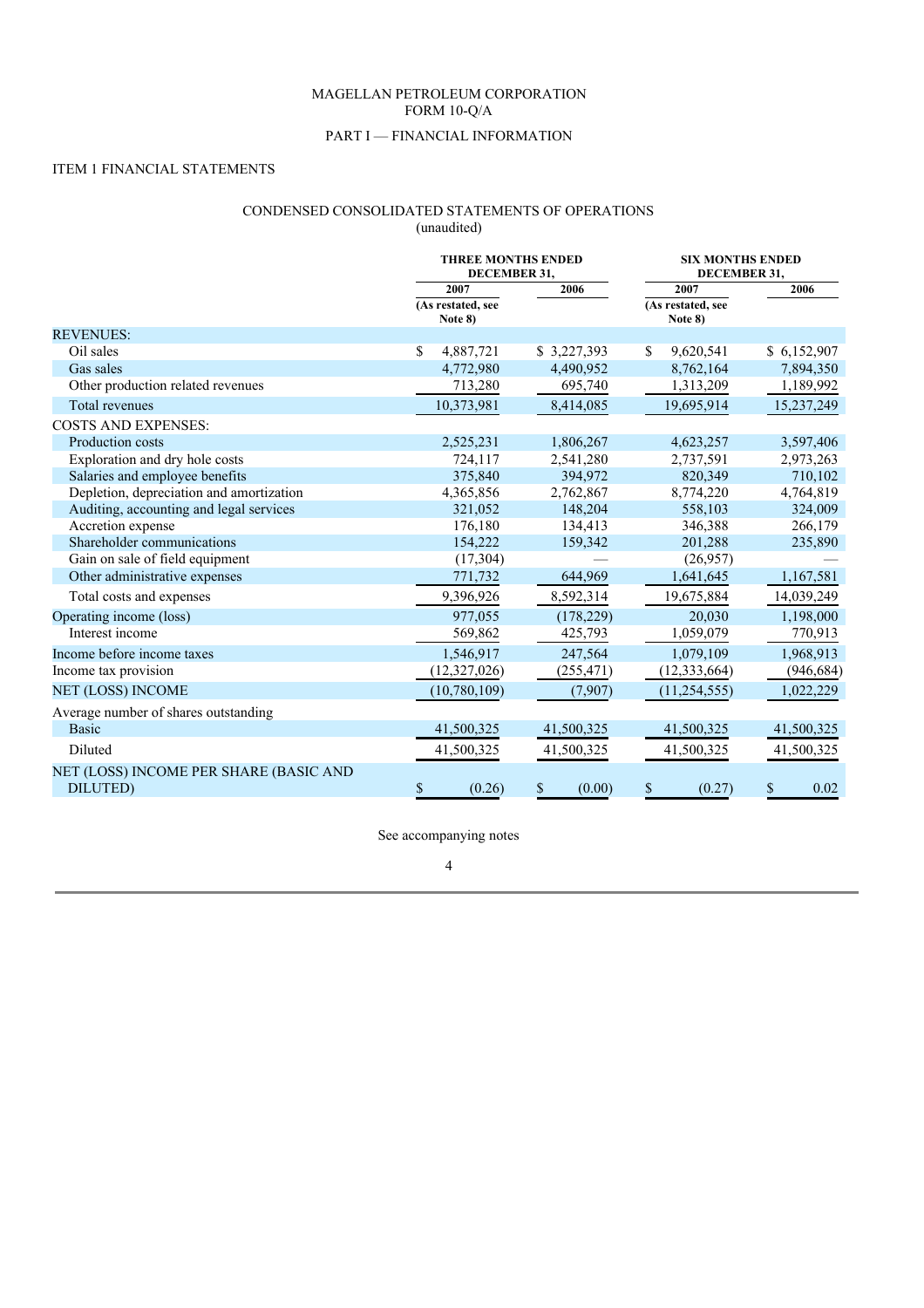MAGELLAN PETROLEUM CORPORATION
FORM 10-Q/A

PART I — FINANCIAL INFORMATION

ITEM 1 FINANCIAL STATEMENTS

CONDENSED CONSOLIDATED STATEMENTS OF OPERATIONS
(unaudited)

| | THREE MONTHS ENDED DECEMBER 31, | | SIX MONTHS ENDED DECEMBER 31, | |
|---|---|---|---|---|
| | 2007 | 2006 | 2007 | 2006 |
| | (As restated, see Note 8) | | (As restated, see Note 8) | |
| REVENUES: | | | | |
| Oil sales | $ 4,887,721 | $ 3,227,393 | $ 9,620,541 | $ 6,152,907 |
| Gas sales | 4,772,980 | 4,490,952 | 8,762,164 | 7,894,350 |
| Other production related revenues | 713,280 | 695,740 | 1,313,209 | 1,189,992 |
| Total revenues | 10,373,981 | 8,414,085 | 19,695,914 | 15,237,249 |
| COSTS AND EXPENSES: | | | | |
| Production costs | 2,525,231 | 1,806,267 | 4,623,257 | 3,597,406 |
| Exploration and dry hole costs | 724,117 | 2,541,280 | 2,737,591 | 2,973,263 |
| Salaries and employee benefits | 375,840 | 394,972 | 820,349 | 710,102 |
| Depletion, depreciation and amortization | 4,365,856 | 2,762,867 | 8,774,220 | 4,764,819 |
| Auditing, accounting and legal services | 321,052 | 148,204 | 558,103 | 324,009 |
| Accretion expense | 176,180 | 134,413 | 346,388 | 266,179 |
| Shareholder communications | 154,222 | 159,342 | 201,288 | 235,890 |
| Gain on sale of field equipment | (17,304) | — | (26,957) | — |
| Other administrative expenses | 771,732 | 644,969 | 1,641,645 | 1,167,581 |
| Total costs and expenses | 9,396,926 | 8,592,314 | 19,675,884 | 14,039,249 |
| Operating income (loss) | 977,055 | (178,229) | 20,030 | 1,198,000 |
| Interest income | 569,862 | 425,793 | 1,059,079 | 770,913 |
| Income before income taxes | 1,546,917 | 247,564 | 1,079,109 | 1,968,913 |
| Income tax provision | (12,327,026) | (255,471) | (12,333,664) | (946,684) |
| NET (LOSS) INCOME | (10,780,109) | (7,907) | (11,254,555) | 1,022,229 |
| Average number of shares outstanding | | | | |
| Basic | 41,500,325 | 41,500,325 | 41,500,325 | 41,500,325 |
| Diluted | 41,500,325 | 41,500,325 | 41,500,325 | 41,500,325 |
| NET (LOSS) INCOME PER SHARE (BASIC AND DILUTED) | $ (0.26) | $ (0.00) | $ (0.27) | $ 0.02 |

See accompanying notes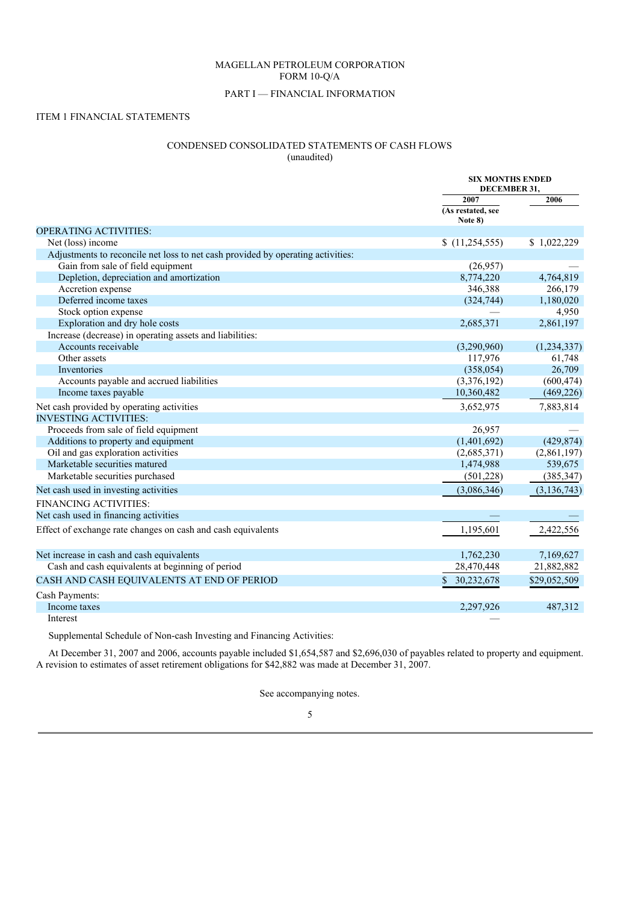MAGELLAN PETROLEUM CORPORATION
FORM 10-Q/A

PART I — FINANCIAL INFORMATION

ITEM 1 FINANCIAL STATEMENTS

CONDENSED CONSOLIDATED STATEMENTS OF CASH FLOWS
(unaudited)

| | SIX MONTHS ENDED DECEMBER 31, | |
|---|---|---|
| | 2007 (As restated, see Note 8) | 2006 |
| OPERATING ACTIVITIES: | | |
| Net (loss) income | $ (11,254,555) | $ 1,022,229 |
| Adjustments to reconcile net loss to net cash provided by operating activities: | | |
| Gain from sale of field equipment | (26,957) | — |
| Depletion, depreciation and amortization | 8,774,220 | 4,764,819 |
| Accretion expense | 346,388 | 266,179 |
| Deferred income taxes | (324,744) | 1,180,020 |
| Stock option expense | — | 4,950 |
| Exploration and dry hole costs | 2,685,371 | 2,861,197 |
| Increase (decrease) in operating assets and liabilities: | | |
| Accounts receivable | (3,290,960) | (1,234,337) |
| Other assets | 117,976 | 61,748 |
| Inventories | (358,054) | 26,709 |
| Accounts payable and accrued liabilities | (3,376,192) | (600,474) |
| Income taxes payable | 10,360,482 | (469,226) |
| Net cash provided by operating activities | 3,652,975 | 7,883,814 |
| INVESTING ACTIVITIES: | | |
| Proceeds from sale of field equipment | 26,957 | — |
| Additions to property and equipment | (1,401,692) | (429,874) |
| Oil and gas exploration activities | (2,685,371) | (2,861,197) |
| Marketable securities matured | 1,474,988 | 539,675 |
| Marketable securities purchased | (501,228) | (385,347) |
| Net cash used in investing activities | (3,086,346) | (3,136,743) |
| FINANCING ACTIVITIES: | | |
| Net cash used in financing activities | — | — |
| Effect of exchange rate changes on cash and cash equivalents | 1,195,601 | 2,422,556 |
| Net increase in cash and cash equivalents | 1,762,230 | 7,169,627 |
| Cash and cash equivalents at beginning of period | 28,470,448 | 21,882,882 |
| CASH AND CASH EQUIVALENTS AT END OF PERIOD | $ 30,232,678 | $29,052,509 |
| Cash Payments: | | |
| Income taxes | 2,297,926 | 487,312 |
| Interest | — | |

Supplemental Schedule of Non-cash Investing and Financing Activities:

At December 31, 2007 and 2006, accounts payable included $1,654,587 and $2,696,030 of payables related to property and equipment. A revision to estimates of asset retirement obligations for $42,882 was made at December 31, 2007.

See accompanying notes.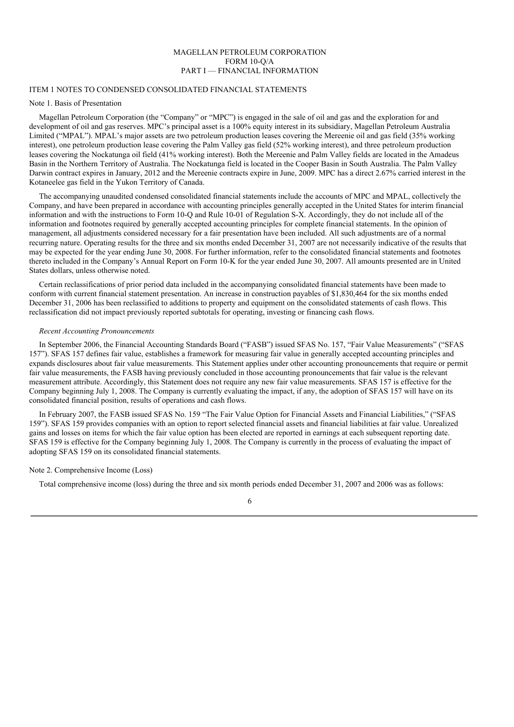MAGELLAN PETROLEUM CORPORATION
FORM 10-Q/A
PART I — FINANCIAL INFORMATION

ITEM 1 NOTES TO CONDENSED CONSOLIDATED FINANCIAL STATEMENTS

Note 1. Basis of Presentation

Magellan Petroleum Corporation (the "Company" or "MPC") is engaged in the sale of oil and gas and the exploration for and development of oil and gas reserves. MPC's principal asset is a 100% equity interest in its subsidiary, Magellan Petroleum Australia Limited ("MPAL"). MPAL's major assets are two petroleum production leases covering the Mereenie oil and gas field (35% working interest), one petroleum production lease covering the Palm Valley gas field (52% working interest), and three petroleum production leases covering the Nockatunga oil field (41% working interest). Both the Mereenie and Palm Valley fields are located in the Amadeus Basin in the Northern Territory of Australia. The Nockatunga field is located in the Cooper Basin in South Australia. The Palm Valley Darwin contract expires in January, 2012 and the Mereenie contracts expire in June, 2009. MPC has a direct 2.67% carried interest in the Kotaneelee gas field in the Yukon Territory of Canada.

The accompanying unaudited condensed consolidated financial statements include the accounts of MPC and MPAL, collectively the Company, and have been prepared in accordance with accounting principles generally accepted in the United States for interim financial information and with the instructions to Form 10-Q and Rule 10-01 of Regulation S-X. Accordingly, they do not include all of the information and footnotes required by generally accepted accounting principles for complete financial statements. In the opinion of management, all adjustments considered necessary for a fair presentation have been included. All such adjustments are of a normal recurring nature. Operating results for the three and six months ended December 31, 2007 are not necessarily indicative of the results that may be expected for the year ending June 30, 2008. For further information, refer to the consolidated financial statements and footnotes thereto included in the Company's Annual Report on Form 10-K for the year ended June 30, 2007. All amounts presented are in United States dollars, unless otherwise noted.

Certain reclassifications of prior period data included in the accompanying consolidated financial statements have been made to conform with current financial statement presentation. An increase in construction payables of $1,830,464 for the six months ended December 31, 2006 has been reclassified to additions to property and equipment on the consolidated statements of cash flows. This reclassification did not impact previously reported subtotals for operating, investing or financing cash flows.

*Recent Accounting Pronouncements*

In September 2006, the Financial Accounting Standards Board ("FASB") issued SFAS No. 157, "Fair Value Measurements" ("SFAS 157"). SFAS 157 defines fair value, establishes a framework for measuring fair value in generally accepted accounting principles and expands disclosures about fair value measurements. This Statement applies under other accounting pronouncements that require or permit fair value measurements, the FASB having previously concluded in those accounting pronouncements that fair value is the relevant measurement attribute. Accordingly, this Statement does not require any new fair value measurements. SFAS 157 is effective for the Company beginning July 1, 2008. The Company is currently evaluating the impact, if any, the adoption of SFAS 157 will have on its consolidated financial position, results of operations and cash flows.

In February 2007, the FASB issued SFAS No. 159 "The Fair Value Option for Financial Assets and Financial Liabilities," ("SFAS 159"). SFAS 159 provides companies with an option to report selected financial assets and financial liabilities at fair value. Unrealized gains and losses on items for which the fair value option has been elected are reported in earnings at each subsequent reporting date. SFAS 159 is effective for the Company beginning July 1, 2008. The Company is currently in the process of evaluating the impact of adopting SFAS 159 on its consolidated financial statements.

Note 2. Comprehensive Income (Loss)

Total comprehensive income (loss) during the three and six month periods ended December 31, 2007 and 2006 was as follows: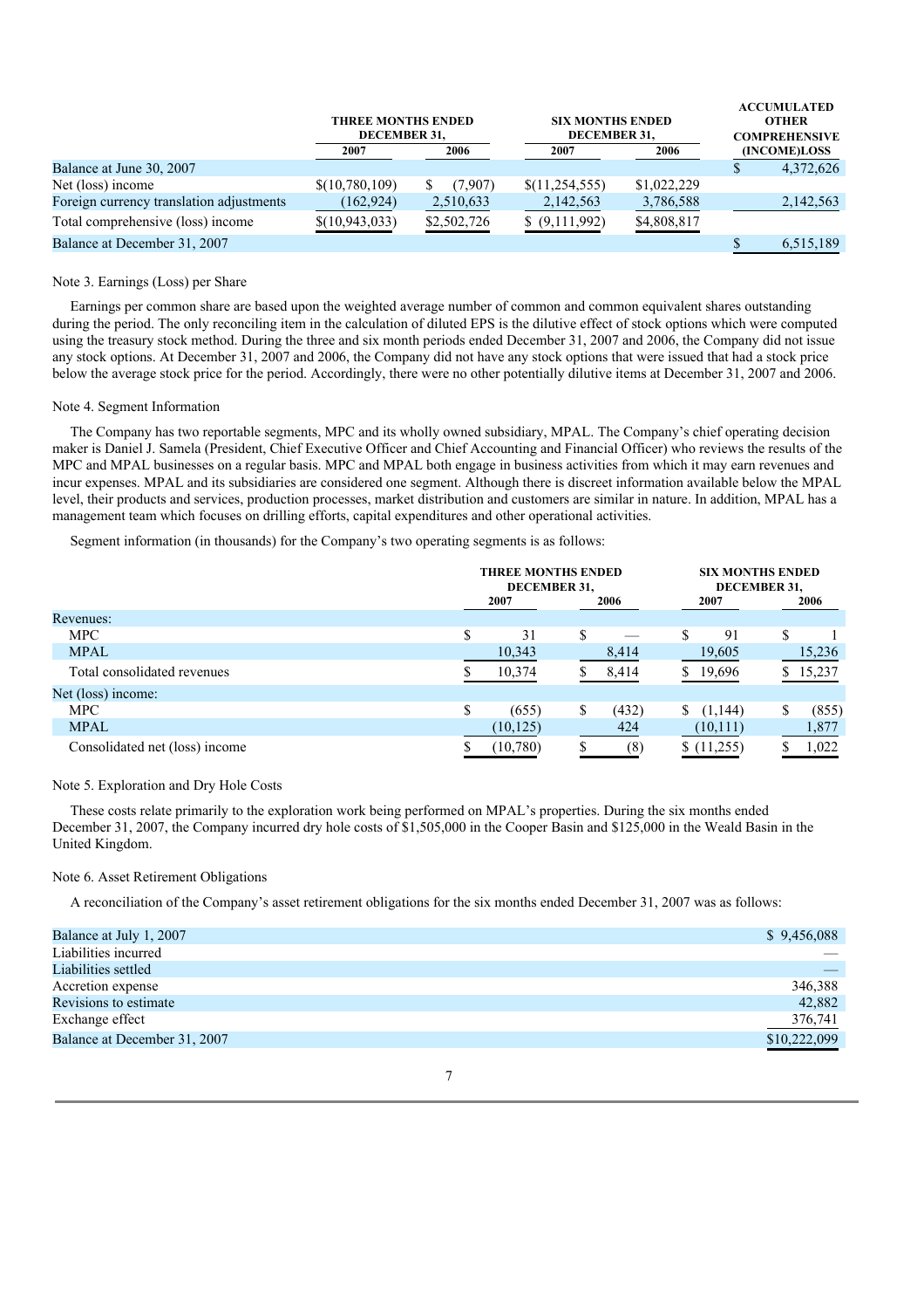| | THREE MONTHS ENDED DECEMBER 31, | | SIX MONTHS ENDED DECEMBER 31, | | ACCUMULATED OTHER COMPREHENSIVE (INCOME)LOSS |
|---|---|---|---|---|---|
| | 2007 | 2006 | 2007 | 2006 | |
| Balance at June 30, 2007 | | | | | $ 4,372,626 |
| Net (loss) income | $(10,780,109) | $ (7,907) | $(11,254,555) | $1,022,229 | |
| Foreign currency translation adjustments | (162,924) | 2,510,633 | 2,142,563 | 3,786,588 | 2,142,563 |
| Total comprehensive (loss) income | $(10,943,033) | $2,502,726 | $ (9,111,992) | $4,808,817 | |
| Balance at December 31, 2007 | | | | | $ 6,515,189 |

Note 3. Earnings (Loss) per Share

Earnings per common share are based upon the weighted average number of common and common equivalent shares outstanding during the period. The only reconciling item in the calculation of diluted EPS is the dilutive effect of stock options which were computed using the treasury stock method. During the three and six month periods ended December 31, 2007 and 2006, the Company did not issue any stock options. At December 31, 2007 and 2006, the Company did not have any stock options that were issued that had a stock price below the average stock price for the period. Accordingly, there were no other potentially dilutive items at December 31, 2007 and 2006.

Note 4. Segment Information

The Company has two reportable segments, MPC and its wholly owned subsidiary, MPAL. The Company's chief operating decision maker is Daniel J. Samela (President, Chief Executive Officer and Chief Accounting and Financial Officer) who reviews the results of the MPC and MPAL businesses on a regular basis. MPC and MPAL both engage in business activities from which it may earn revenues and incur expenses. MPAL and its subsidiaries are considered one segment. Although there is discreet information available below the MPAL level, their products and services, production processes, market distribution and customers are similar in nature. In addition, MPAL has a management team which focuses on drilling efforts, capital expenditures and other operational activities.

Segment information (in thousands) for the Company's two operating segments is as follows:

| | THREE MONTHS ENDED DECEMBER 31, | | SIX MONTHS ENDED DECEMBER 31, | |
|---|---|---|---|---|
| | 2007 | 2006 | 2007 | 2006 |
| Revenues: | | | | |
| MPC | $ 31 | $ — | $ 91 | $ 1 |
| MPAL | 10,343 | 8,414 | 19,605 | 15,236 |
| Total consolidated revenues | $ 10,374 | $ 8,414 | $ 19,696 | $ 15,237 |
| Net (loss) income: | | | | |
| MPC | $ (655) | $ (432) | $ (1,144) | $ (855) |
| MPAL | (10,125) | 424 | (10,111) | 1,877 |
| Consolidated net (loss) income | $ (10,780) | $ (8) | $ (11,255) | $ 1,022 |

Note 5. Exploration and Dry Hole Costs

These costs relate primarily to the exploration work being performed on MPAL's properties. During the six months ended December 31, 2007, the Company incurred dry hole costs of $1,505,000 in the Cooper Basin and $125,000 in the Weald Basin in the United Kingdom.

Note 6. Asset Retirement Obligations

A reconciliation of the Company's asset retirement obligations for the six months ended December 31, 2007 was as follows:

| | |
|---|---|
| Balance at July 1, 2007 | $ 9,456,088 |
| Liabilities incurred | — |
| Liabilities settled | — |
| Accretion expense | 346,388 |
| Revisions to estimate | 42,882 |
| Exchange effect | 376,741 |
| Balance at December 31, 2007 | $10,222,099 |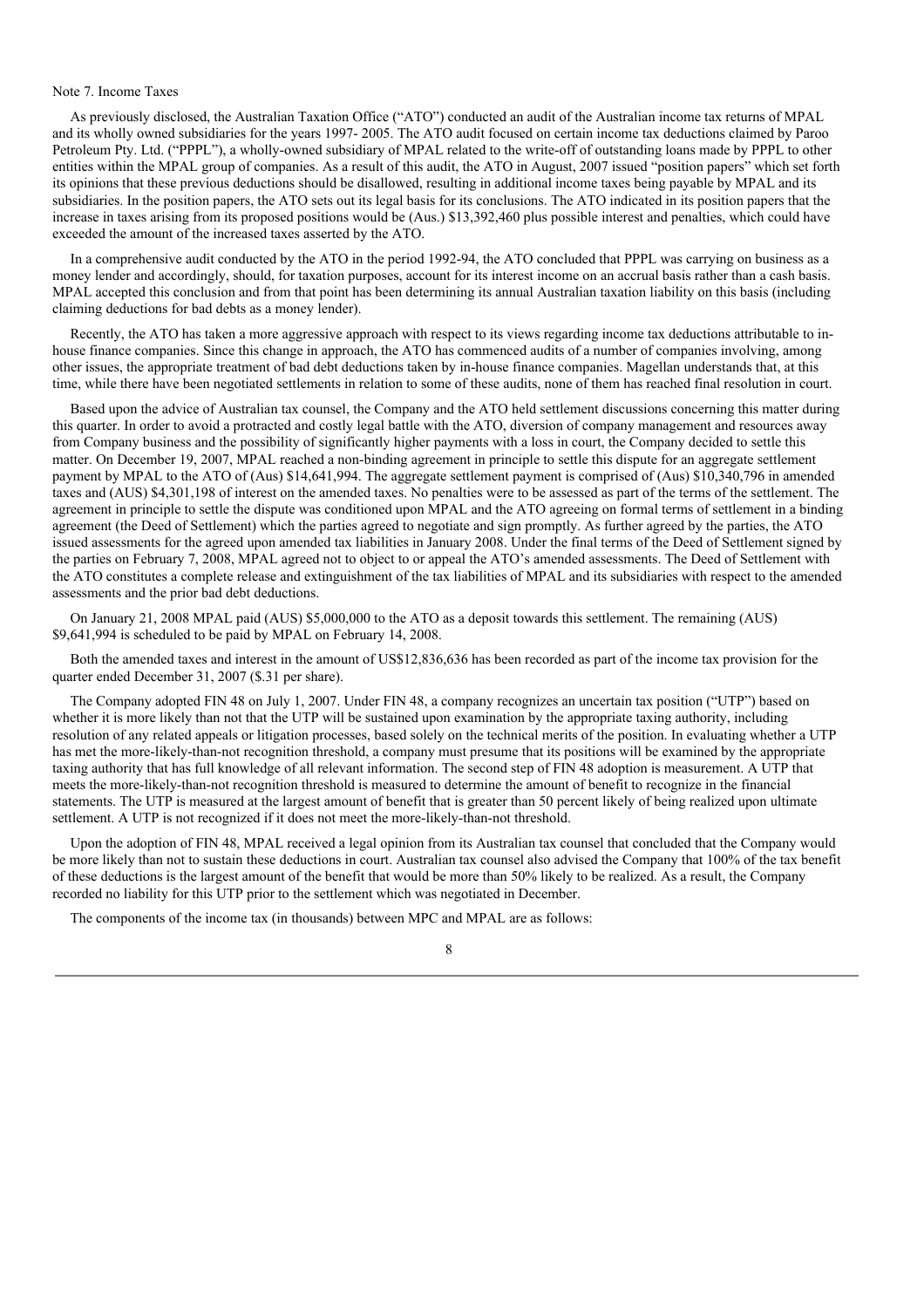Note 7. Income Taxes

As previously disclosed, the Australian Taxation Office ("ATO") conducted an audit of the Australian income tax returns of MPAL and its wholly owned subsidiaries for the years 1997- 2005. The ATO audit focused on certain income tax deductions claimed by Paroo Petroleum Pty. Ltd. ("PPPL"), a wholly-owned subsidiary of MPAL related to the write-off of outstanding loans made by PPPL to other entities within the MPAL group of companies. As a result of this audit, the ATO in August, 2007 issued "position papers" which set forth its opinions that these previous deductions should be disallowed, resulting in additional income taxes being payable by MPAL and its subsidiaries. In the position papers, the ATO sets out its legal basis for its conclusions. The ATO indicated in its position papers that the increase in taxes arising from its proposed positions would be (Aus.) $13,392,460 plus possible interest and penalties, which could have exceeded the amount of the increased taxes asserted by the ATO.

In a comprehensive audit conducted by the ATO in the period 1992-94, the ATO concluded that PPPL was carrying on business as a money lender and accordingly, should, for taxation purposes, account for its interest income on an accrual basis rather than a cash basis. MPAL accepted this conclusion and from that point has been determining its annual Australian taxation liability on this basis (including claiming deductions for bad debts as a money lender).

Recently, the ATO has taken a more aggressive approach with respect to its views regarding income tax deductions attributable to in-house finance companies. Since this change in approach, the ATO has commenced audits of a number of companies involving, among other issues, the appropriate treatment of bad debt deductions taken by in-house finance companies. Magellan understands that, at this time, while there have been negotiated settlements in relation to some of these audits, none of them has reached final resolution in court.

Based upon the advice of Australian tax counsel, the Company and the ATO held settlement discussions concerning this matter during this quarter. In order to avoid a protracted and costly legal battle with the ATO, diversion of company management and resources away from Company business and the possibility of significantly higher payments with a loss in court, the Company decided to settle this matter. On December 19, 2007, MPAL reached a non-binding agreement in principle to settle this dispute for an aggregate settlement payment by MPAL to the ATO of (Aus) $14,641,994. The aggregate settlement payment is comprised of (Aus) $10,340,796 in amended taxes and (AUS) $4,301,198 of interest on the amended taxes. No penalties were to be assessed as part of the terms of the settlement. The agreement in principle to settle the dispute was conditioned upon MPAL and the ATO agreeing on formal terms of settlement in a binding agreement (the Deed of Settlement) which the parties agreed to negotiate and sign promptly. As further agreed by the parties, the ATO issued assessments for the agreed upon amended tax liabilities in January 2008. Under the final terms of the Deed of Settlement signed by the parties on February 7, 2008, MPAL agreed not to object to or appeal the ATO's amended assessments. The Deed of Settlement with the ATO constitutes a complete release and extinguishment of the tax liabilities of MPAL and its subsidiaries with respect to the amended assessments and the prior bad debt deductions.

On January 21, 2008 MPAL paid (AUS) $5,000,000 to the ATO as a deposit towards this settlement. The remaining (AUS) $9,641,994 is scheduled to be paid by MPAL on February 14, 2008.

Both the amended taxes and interest in the amount of US$12,836,636 has been recorded as part of the income tax provision for the quarter ended December 31, 2007 ($.31 per share).

The Company adopted FIN 48 on July 1, 2007. Under FIN 48, a company recognizes an uncertain tax position ("UTP") based on whether it is more likely than not that the UTP will be sustained upon examination by the appropriate taxing authority, including resolution of any related appeals or litigation processes, based solely on the technical merits of the position. In evaluating whether a UTP has met the more-likely-than-not recognition threshold, a company must presume that its positions will be examined by the appropriate taxing authority that has full knowledge of all relevant information. The second step of FIN 48 adoption is measurement. A UTP that meets the more-likely-than-not recognition threshold is measured to determine the amount of benefit to recognize in the financial statements. The UTP is measured at the largest amount of benefit that is greater than 50 percent likely of being realized upon ultimate settlement. A UTP is not recognized if it does not meet the more-likely-than-not threshold.

Upon the adoption of FIN 48, MPAL received a legal opinion from its Australian tax counsel that concluded that the Company would be more likely than not to sustain these deductions in court. Australian tax counsel also advised the Company that 100% of the tax benefit of these deductions is the largest amount of the benefit that would be more than 50% likely to be realized. As a result, the Company recorded no liability for this UTP prior to the settlement which was negotiated in December.

The components of the income tax (in thousands) between MPC and MPAL are as follows: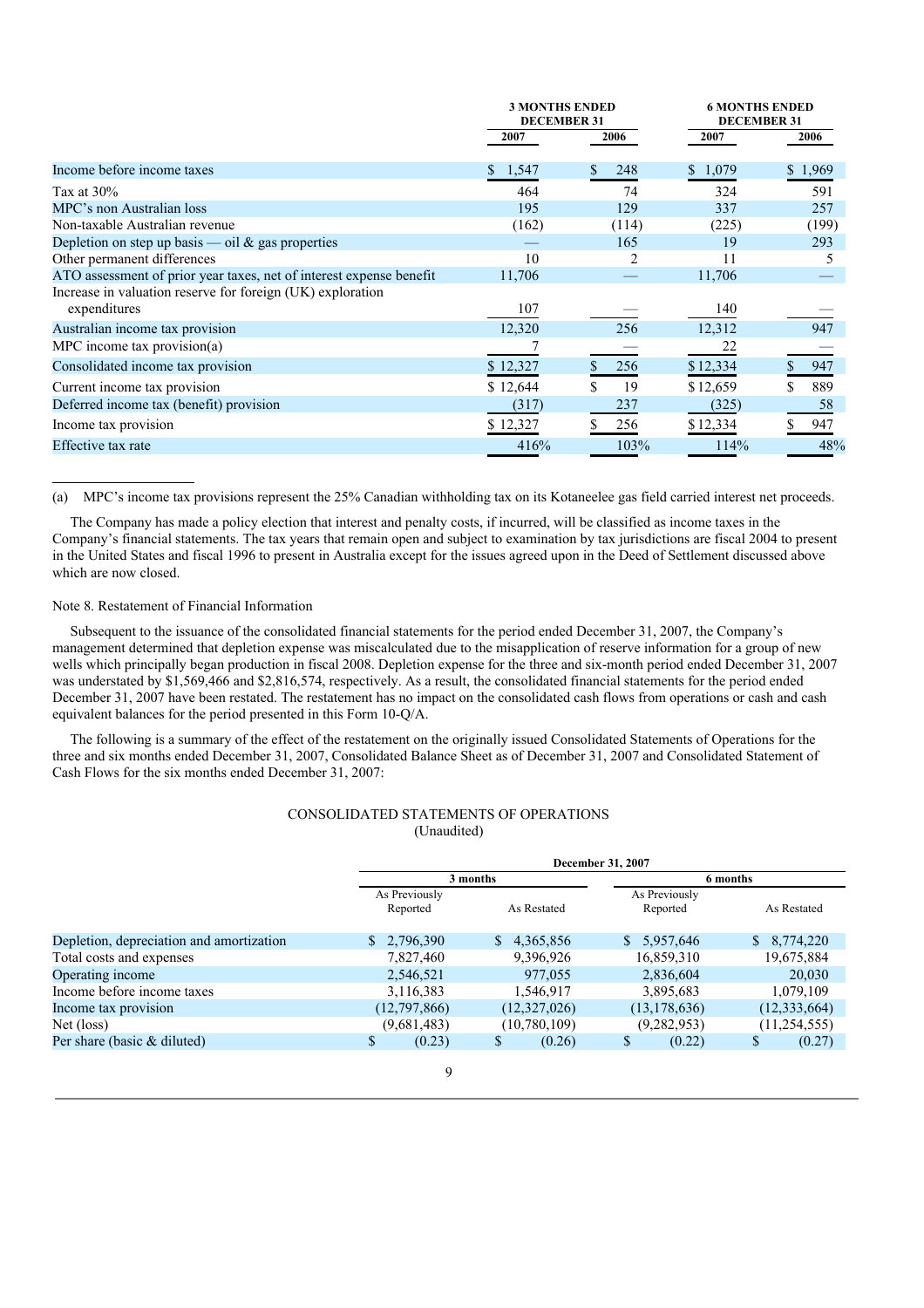| | 3 MONTHS ENDED DECEMBER 31 | | 6 MONTHS ENDED DECEMBER 31 | |
|---|---|---|---|---|
| | 2007 | 2006 | 2007 | 2006 |
| Income before income taxes | $ 1,547 | $ 248 | $ 1,079 | $ 1,969 |
| Tax at 30% | 464 | 74 | 324 | 591 |
| MPC's non Australian loss | 195 | 129 | 337 | 257 |
| Non-taxable Australian revenue | (162) | (114) | (225) | (199) |
| Depletion on step up basis — oil & gas properties | — | 165 | 19 | 293 |
| Other permanent differences | 10 | 2 | 11 | 5 |
| ATO assessment of prior year taxes, net of interest expense benefit | 11,706 | — | 11,706 | — |
| Increase in valuation reserve for foreign (UK) exploration expenditures | 107 | — | 140 | — |
| Australian income tax provision | 12,320 | 256 | 12,312 | 947 |
| MPC income tax provision(a) | 7 | — | 22 | — |
| Consolidated income tax provision | $ 12,327 | $ 256 | $ 12,334 | $ 947 |
| Current income tax provision | $ 12,644 | $ 19 | $ 12,659 | $ 889 |
| Deferred income tax (benefit) provision | (317) | 237 | (325) | 58 |
| Income tax provision | $ 12,327 | $ 256 | $ 12,334 | $ 947 |
| Effective tax rate | 416% | 103% | 114% | 48% |

(a) MPC's income tax provisions represent the 25% Canadian withholding tax on its Kotaneelee gas field carried interest net proceeds.

The Company has made a policy election that interest and penalty costs, if incurred, will be classified as income taxes in the Company's financial statements. The tax years that remain open and subject to examination by tax jurisdictions are fiscal 2004 to present in the United States and fiscal 1996 to present in Australia except for the issues agreed upon in the Deed of Settlement discussed above which are now closed.

Note 8. Restatement of Financial Information

Subsequent to the issuance of the consolidated financial statements for the period ended December 31, 2007, the Company's management determined that depletion expense was miscalculated due to the misapplication of reserve information for a group of new wells which principally began production in fiscal 2008. Depletion expense for the three and six-month period ended December 31, 2007 was understated by $1,569,466 and $2,816,574, respectively. As a result, the consolidated financial statements for the period ended December 31, 2007 have been restated. The restatement has no impact on the consolidated cash flows from operations or cash and cash equivalent balances for the period presented in this Form 10-Q/A.

The following is a summary of the effect of the restatement on the originally issued Consolidated Statements of Operations for the three and six months ended December 31, 2007, Consolidated Balance Sheet as of December 31, 2007 and Consolidated Statement of Cash Flows for the six months ended December 31, 2007:

CONSOLIDATED STATEMENTS OF OPERATIONS
(Unaudited)

| | December 31, 2007 | | | |
|---|---|---|---|---|
| | 3 months | | 6 months | |
| | As Previously Reported | As Restated | As Previously Reported | As Restated |
| Depletion, depreciation and amortization | $ 2,796,390 | $ 4,365,856 | $ 5,957,646 | $ 8,774,220 |
| Total costs and expenses | 7,827,460 | 9,396,926 | 16,859,310 | 19,675,884 |
| Operating income | 2,546,521 | 977,055 | 2,836,604 | 20,030 |
| Income before income taxes | 3,116,383 | 1,546,917 | 3,895,683 | 1,079,109 |
| Income tax provision | (12,797,866) | (12,327,026) | (13,178,636) | (12,333,664) |
| Net (loss) | (9,681,483) | (10,780,109) | (9,282,953) | (11,254,555) |
| Per share (basic & diluted) | $ (0.23) | $ (0.26) | $ (0.22) | $ (0.27) |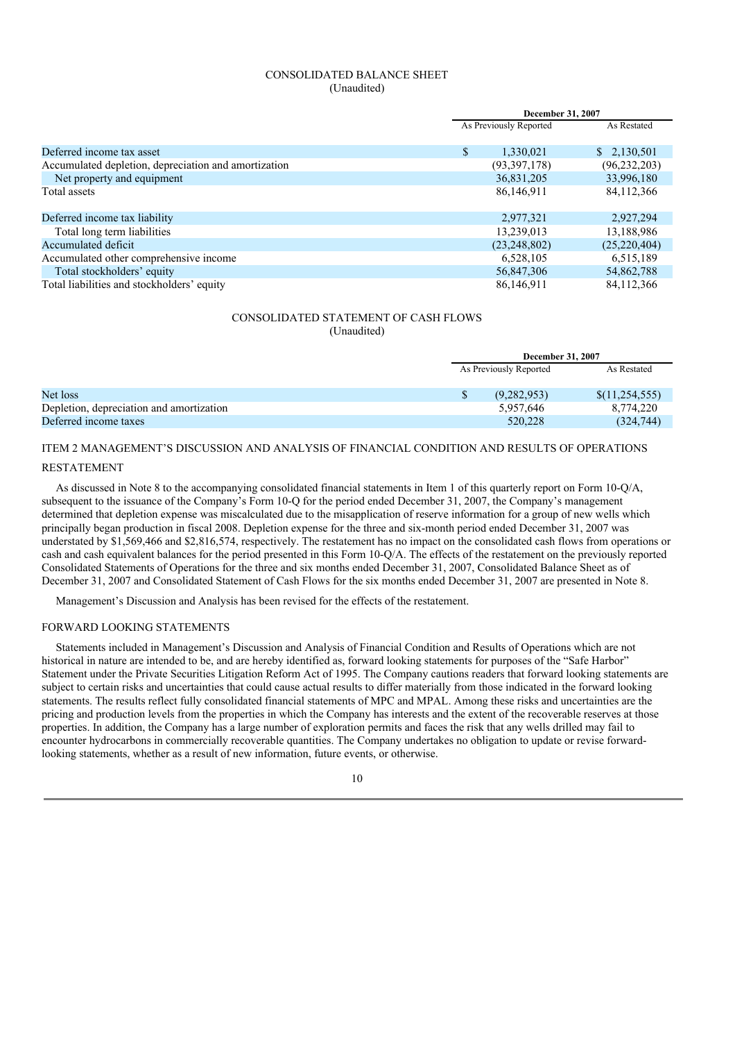CONSOLIDATED BALANCE SHEET
(Unaudited)

| | December 31, 2007 | |
|---|---|---|
| | As Previously Reported | As Restated |
| Deferred income tax asset | $ 1,330,021 | $ 2,130,501 |
| Accumulated depletion, depreciation and amortization | (93,397,178) | (96,232,203) |
| Net property and equipment | 36,831,205 | 33,996,180 |
| Total assets | 86,146,911 | 84,112,366 |
| Deferred income tax liability | 2,977,321 | 2,927,294 |
| Total long term liabilities | 13,239,013 | 13,188,986 |
| Accumulated deficit | (23,248,802) | (25,220,404) |
| Accumulated other comprehensive income | 6,528,105 | 6,515,189 |
| Total stockholders' equity | 56,847,306 | 54,862,788 |
| Total liabilities and stockholders' equity | 86,146,911 | 84,112,366 |

CONSOLIDATED STATEMENT OF CASH FLOWS
(Unaudited)

| | December 31, 2007 | |
|---|---|---|
| | As Previously Reported | As Restated |
| Net loss | $ (9,282,953) | $(11,254,555) |
| Depletion, depreciation and amortization | 5,957,646 | 8,774,220 |
| Deferred income taxes | 520,228 | (324,744) |

## ITEM 2 MANAGEMENT'S DISCUSSION AND ANALYSIS OF FINANCIAL CONDITION AND RESULTS OF OPERATIONS

### RESTATEMENT

As discussed in Note 8 to the accompanying consolidated financial statements in Item 1 of this quarterly report on Form 10-Q/A, subsequent to the issuance of the Company's Form 10-Q for the period ended December 31, 2007, the Company's management determined that depletion expense was miscalculated due to the misapplication of reserve information for a group of new wells which principally began production in fiscal 2008. Depletion expense for the three and six-month period ended December 31, 2007 was understated by $1,569,466 and $2,816,574, respectively. The restatement has no impact on the consolidated cash flows from operations or cash and cash equivalent balances for the period presented in this Form 10-Q/A. The effects of the restatement on the previously reported Consolidated Statements of Operations for the three and six months ended December 31, 2007, Consolidated Balance Sheet as of December 31, 2007 and Consolidated Statement of Cash Flows for the six months ended December 31, 2007 are presented in Note 8.

Management's Discussion and Analysis has been revised for the effects of the restatement.

### FORWARD LOOKING STATEMENTS

Statements included in Management's Discussion and Analysis of Financial Condition and Results of Operations which are not historical in nature are intended to be, and are hereby identified as, forward looking statements for purposes of the "Safe Harbor" Statement under the Private Securities Litigation Reform Act of 1995. The Company cautions readers that forward looking statements are subject to certain risks and uncertainties that could cause actual results to differ materially from those indicated in the forward looking statements. The results reflect fully consolidated financial statements of MPC and MPAL. Among these risks and uncertainties are the pricing and production levels from the properties in which the Company has interests and the extent of the recoverable reserves at those properties. In addition, the Company has a large number of exploration permits and faces the risk that any wells drilled may fail to encounter hydrocarbons in commercially recoverable quantities. The Company undertakes no obligation to update or revise forward-looking statements, whether as a result of new information, future events, or otherwise.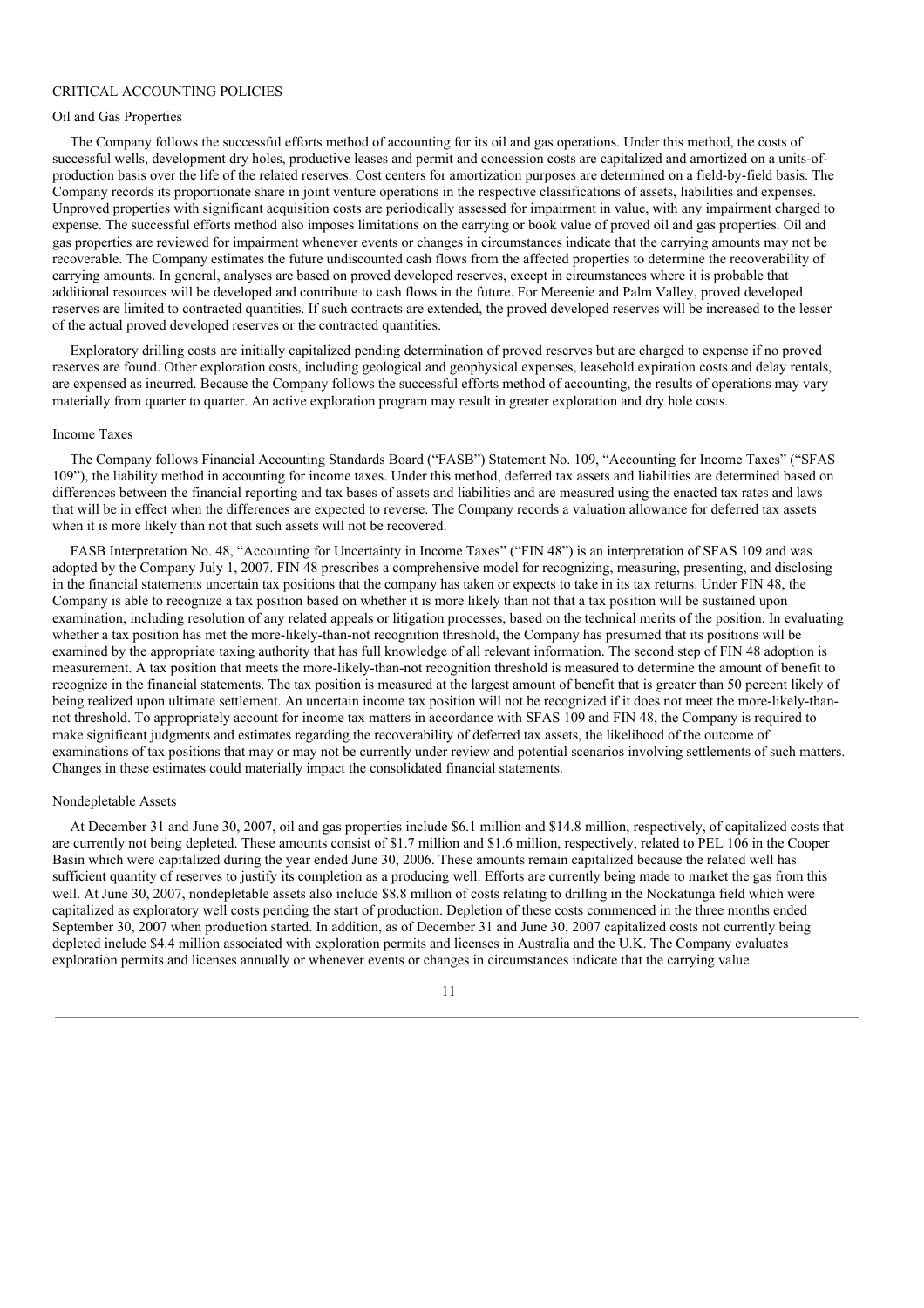## CRITICAL ACCOUNTING POLICIES

### Oil and Gas Properties

The Company follows the successful efforts method of accounting for its oil and gas operations. Under this method, the costs of successful wells, development dry holes, productive leases and permit and concession costs are capitalized and amortized on a units-of-production basis over the life of the related reserves. Cost centers for amortization purposes are determined on a field-by-field basis. The Company records its proportionate share in joint venture operations in the respective classifications of assets, liabilities and expenses. Unproved properties with significant acquisition costs are periodically assessed for impairment in value, with any impairment charged to expense. The successful efforts method also imposes limitations on the carrying or book value of proved oil and gas properties. Oil and gas properties are reviewed for impairment whenever events or changes in circumstances indicate that the carrying amounts may not be recoverable. The Company estimates the future undiscounted cash flows from the affected properties to determine the recoverability of carrying amounts. In general, analyses are based on proved developed reserves, except in circumstances where it is probable that additional resources will be developed and contribute to cash flows in the future. For Mereenie and Palm Valley, proved developed reserves are limited to contracted quantities. If such contracts are extended, the proved developed reserves will be increased to the lesser of the actual proved developed reserves or the contracted quantities.

Exploratory drilling costs are initially capitalized pending determination of proved reserves but are charged to expense if no proved reserves are found. Other exploration costs, including geological and geophysical expenses, leasehold expiration costs and delay rentals, are expensed as incurred. Because the Company follows the successful efforts method of accounting, the results of operations may vary materially from quarter to quarter. An active exploration program may result in greater exploration and dry hole costs.

### Income Taxes

The Company follows Financial Accounting Standards Board ("FASB") Statement No. 109, "Accounting for Income Taxes" ("SFAS 109"), the liability method in accounting for income taxes. Under this method, deferred tax assets and liabilities are determined based on differences between the financial reporting and tax bases of assets and liabilities and are measured using the enacted tax rates and laws that will be in effect when the differences are expected to reverse. The Company records a valuation allowance for deferred tax assets when it is more likely than not that such assets will not be recovered.

FASB Interpretation No. 48, "Accounting for Uncertainty in Income Taxes" ("FIN 48") is an interpretation of SFAS 109 and was adopted by the Company July 1, 2007. FIN 48 prescribes a comprehensive model for recognizing, measuring, presenting, and disclosing in the financial statements uncertain tax positions that the company has taken or expects to take in its tax returns. Under FIN 48, the Company is able to recognize a tax position based on whether it is more likely than not that a tax position will be sustained upon examination, including resolution of any related appeals or litigation processes, based on the technical merits of the position. In evaluating whether a tax position has met the more-likely-than-not recognition threshold, the Company has presumed that its positions will be examined by the appropriate taxing authority that has full knowledge of all relevant information. The second step of FIN 48 adoption is measurement. A tax position that meets the more-likely-than-not recognition threshold is measured to determine the amount of benefit to recognize in the financial statements. The tax position is measured at the largest amount of benefit that is greater than 50 percent likely of being realized upon ultimate settlement. An uncertain income tax position will not be recognized if it does not meet the more-likely-than-not threshold. To appropriately account for income tax matters in accordance with SFAS 109 and FIN 48, the Company is required to make significant judgments and estimates regarding the recoverability of deferred tax assets, the likelihood of the outcome of examinations of tax positions that may or may not be currently under review and potential scenarios involving settlements of such matters. Changes in these estimates could materially impact the consolidated financial statements.

### Nondepletable Assets

At December 31 and June 30, 2007, oil and gas properties include $6.1 million and $14.8 million, respectively, of capitalized costs that are currently not being depleted. These amounts consist of $1.7 million and $1.6 million, respectively, related to PEL 106 in the Cooper Basin which were capitalized during the year ended June 30, 2006. These amounts remain capitalized because the related well has sufficient quantity of reserves to justify its completion as a producing well. Efforts are currently being made to market the gas from this well. At June 30, 2007, nondepletable assets also include $8.8 million of costs relating to drilling in the Nockatunga field which were capitalized as exploratory well costs pending the start of production. Depletion of these costs commenced in the three months ended September 30, 2007 when production started. In addition, as of December 31 and June 30, 2007 capitalized costs not currently being depleted include $4.4 million associated with exploration permits and licenses in Australia and the U.K. The Company evaluates exploration permits and licenses annually or whenever events or changes in circumstances indicate that the carrying value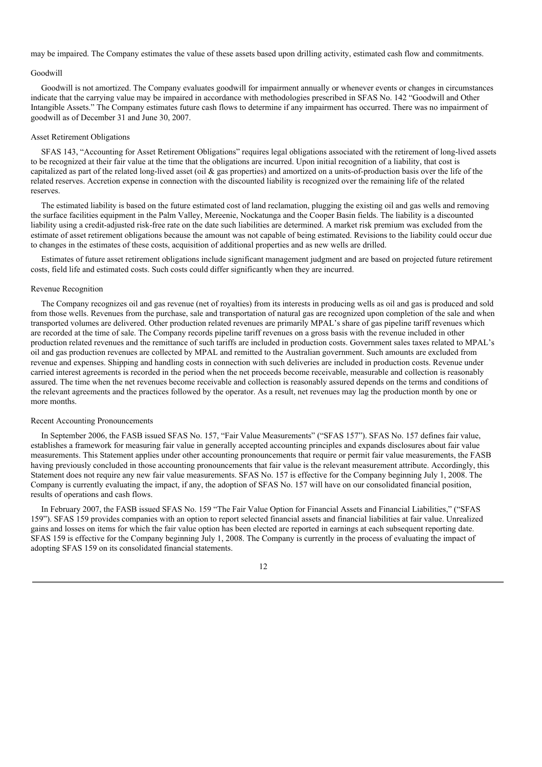may be impaired. The Company estimates the value of these assets based upon drilling activity, estimated cash flow and commitments.

### Goodwill

Goodwill is not amortized. The Company evaluates goodwill for impairment annually or whenever events or changes in circumstances indicate that the carrying value may be impaired in accordance with methodologies prescribed in SFAS No. 142 "Goodwill and Other Intangible Assets." The Company estimates future cash flows to determine if any impairment has occurred. There was no impairment of goodwill as of December 31 and June 30, 2007.

### Asset Retirement Obligations

SFAS 143, "Accounting for Asset Retirement Obligations" requires legal obligations associated with the retirement of long-lived assets to be recognized at their fair value at the time that the obligations are incurred. Upon initial recognition of a liability, that cost is capitalized as part of the related long-lived asset (oil & gas properties) and amortized on a units-of-production basis over the life of the related reserves. Accretion expense in connection with the discounted liability is recognized over the remaining life of the related reserves.

The estimated liability is based on the future estimated cost of land reclamation, plugging the existing oil and gas wells and removing the surface facilities equipment in the Palm Valley, Mereenie, Nockatunga and the Cooper Basin fields. The liability is a discounted liability using a credit-adjusted risk-free rate on the date such liabilities are determined. A market risk premium was excluded from the estimate of asset retirement obligations because the amount was not capable of being estimated. Revisions to the liability could occur due to changes in the estimates of these costs, acquisition of additional properties and as new wells are drilled.

Estimates of future asset retirement obligations include significant management judgment and are based on projected future retirement costs, field life and estimated costs. Such costs could differ significantly when they are incurred.

### Revenue Recognition

The Company recognizes oil and gas revenue (net of royalties) from its interests in producing wells as oil and gas is produced and sold from those wells. Revenues from the purchase, sale and transportation of natural gas are recognized upon completion of the sale and when transported volumes are delivered. Other production related revenues are primarily MPAL's share of gas pipeline tariff revenues which are recorded at the time of sale. The Company records pipeline tariff revenues on a gross basis with the revenue included in other production related revenues and the remittance of such tariffs are included in production costs. Government sales taxes related to MPAL's oil and gas production revenues are collected by MPAL and remitted to the Australian government. Such amounts are excluded from revenue and expenses. Shipping and handling costs in connection with such deliveries are included in production costs. Revenue under carried interest agreements is recorded in the period when the net proceeds become receivable, measurable and collection is reasonably assured. The time when the net revenues become receivable and collection is reasonably assured depends on the terms and conditions of the relevant agreements and the practices followed by the operator. As a result, net revenues may lag the production month by one or more months.

### Recent Accounting Pronouncements

In September 2006, the FASB issued SFAS No. 157, "Fair Value Measurements" ("SFAS 157"). SFAS No. 157 defines fair value, establishes a framework for measuring fair value in generally accepted accounting principles and expands disclosures about fair value measurements. This Statement applies under other accounting pronouncements that require or permit fair value measurements, the FASB having previously concluded in those accounting pronouncements that fair value is the relevant measurement attribute. Accordingly, this Statement does not require any new fair value measurements. SFAS No. 157 is effective for the Company beginning July 1, 2008. The Company is currently evaluating the impact, if any, the adoption of SFAS No. 157 will have on our consolidated financial position, results of operations and cash flows.

In February 2007, the FASB issued SFAS No. 159 "The Fair Value Option for Financial Assets and Financial Liabilities," ("SFAS 159"). SFAS 159 provides companies with an option to report selected financial assets and financial liabilities at fair value. Unrealized gains and losses on items for which the fair value option has been elected are reported in earnings at each subsequent reporting date. SFAS 159 is effective for the Company beginning July 1, 2008. The Company is currently in the process of evaluating the impact of adopting SFAS 159 on its consolidated financial statements.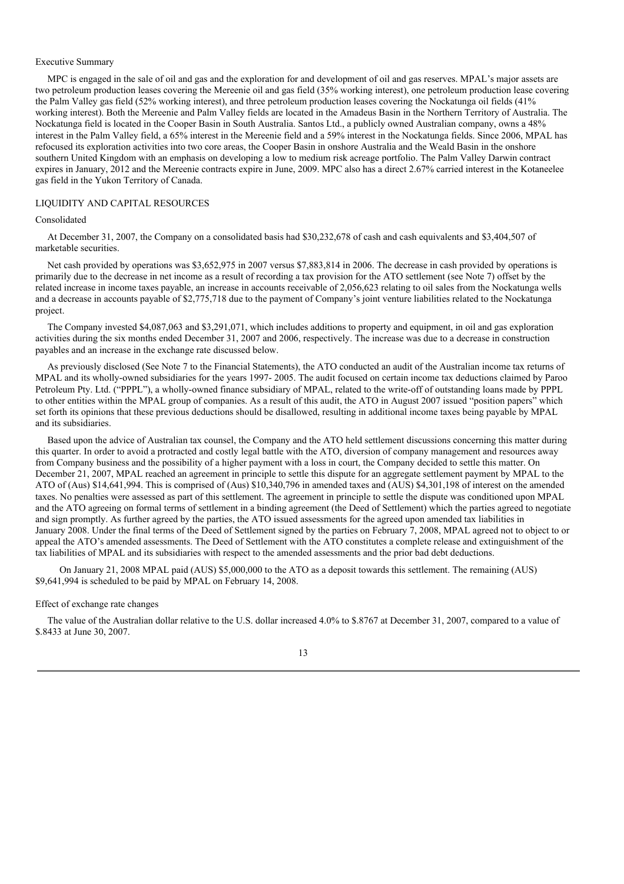Executive Summary

MPC is engaged in the sale of oil and gas and the exploration for and development of oil and gas reserves. MPAL's major assets are two petroleum production leases covering the Mereenie oil and gas field (35% working interest), one petroleum production lease covering the Palm Valley gas field (52% working interest), and three petroleum production leases covering the Nockatunga oil fields (41% working interest). Both the Mereenie and Palm Valley fields are located in the Amadeus Basin in the Northern Territory of Australia. The Nockatunga field is located in the Cooper Basin in South Australia. Santos Ltd., a publicly owned Australian company, owns a 48% interest in the Palm Valley field, a 65% interest in the Mereenie field and a 59% interest in the Nockatunga fields. Since 2006, MPAL has refocused its exploration activities into two core areas, the Cooper Basin in onshore Australia and the Weald Basin in the onshore southern United Kingdom with an emphasis on developing a low to medium risk acreage portfolio. The Palm Valley Darwin contract expires in January, 2012 and the Mereenie contracts expire in June, 2009. MPC also has a direct 2.67% carried interest in the Kotaneelee gas field in the Yukon Territory of Canada.

LIQUIDITY AND CAPITAL RESOURCES

Consolidated

At December 31, 2007, the Company on a consolidated basis had $30,232,678 of cash and cash equivalents and $3,404,507 of marketable securities.

Net cash provided by operations was $3,652,975 in 2007 versus $7,883,814 in 2006. The decrease in cash provided by operations is primarily due to the decrease in net income as a result of recording a tax provision for the ATO settlement (see Note 7) offset by the related increase in income taxes payable, an increase in accounts receivable of 2,056,623 relating to oil sales from the Nockatunga wells and a decrease in accounts payable of $2,775,718 due to the payment of Company's joint venture liabilities related to the Nockatunga project.

The Company invested $4,087,063 and $3,291,071, which includes additions to property and equipment, in oil and gas exploration activities during the six months ended December 31, 2007 and 2006, respectively. The increase was due to a decrease in construction payables and an increase in the exchange rate discussed below.

As previously disclosed (See Note 7 to the Financial Statements), the ATO conducted an audit of the Australian income tax returns of MPAL and its wholly-owned subsidiaries for the years 1997- 2005. The audit focused on certain income tax deductions claimed by Paroo Petroleum Pty. Ltd. ("PPPL"), a wholly-owned finance subsidiary of MPAL, related to the write-off of outstanding loans made by PPPL to other entities within the MPAL group of companies. As a result of this audit, the ATO in August 2007 issued "position papers" which set forth its opinions that these previous deductions should be disallowed, resulting in additional income taxes being payable by MPAL and its subsidiaries.

Based upon the advice of Australian tax counsel, the Company and the ATO held settlement discussions concerning this matter during this quarter. In order to avoid a protracted and costly legal battle with the ATO, diversion of company management and resources away from Company business and the possibility of a higher payment with a loss in court, the Company decided to settle this matter. On December 21, 2007, MPAL reached an agreement in principle to settle this dispute for an aggregate settlement payment by MPAL to the ATO of (Aus) $14,641,994. This is comprised of (Aus) $10,340,796 in amended taxes and (AUS) $4,301,198 of interest on the amended taxes. No penalties were assessed as part of this settlement. The agreement in principle to settle the dispute was conditioned upon MPAL and the ATO agreeing on formal terms of settlement in a binding agreement (the Deed of Settlement) which the parties agreed to negotiate and sign promptly. As further agreed by the parties, the ATO issued assessments for the agreed upon amended tax liabilities in January 2008. Under the final terms of the Deed of Settlement signed by the parties on February 7, 2008, MPAL agreed not to object to or appeal the ATO's amended assessments. The Deed of Settlement with the ATO constitutes a complete release and extinguishment of the tax liabilities of MPAL and its subsidiaries with respect to the amended assessments and the prior bad debt deductions.

On January 21, 2008 MPAL paid (AUS) $5,000,000 to the ATO as a deposit towards this settlement. The remaining (AUS) $9,641,994 is scheduled to be paid by MPAL on February 14, 2008.

Effect of exchange rate changes

The value of the Australian dollar relative to the U.S. dollar increased 4.0% to $.8767 at December 31, 2007, compared to a value of $.8433 at June 30, 2007.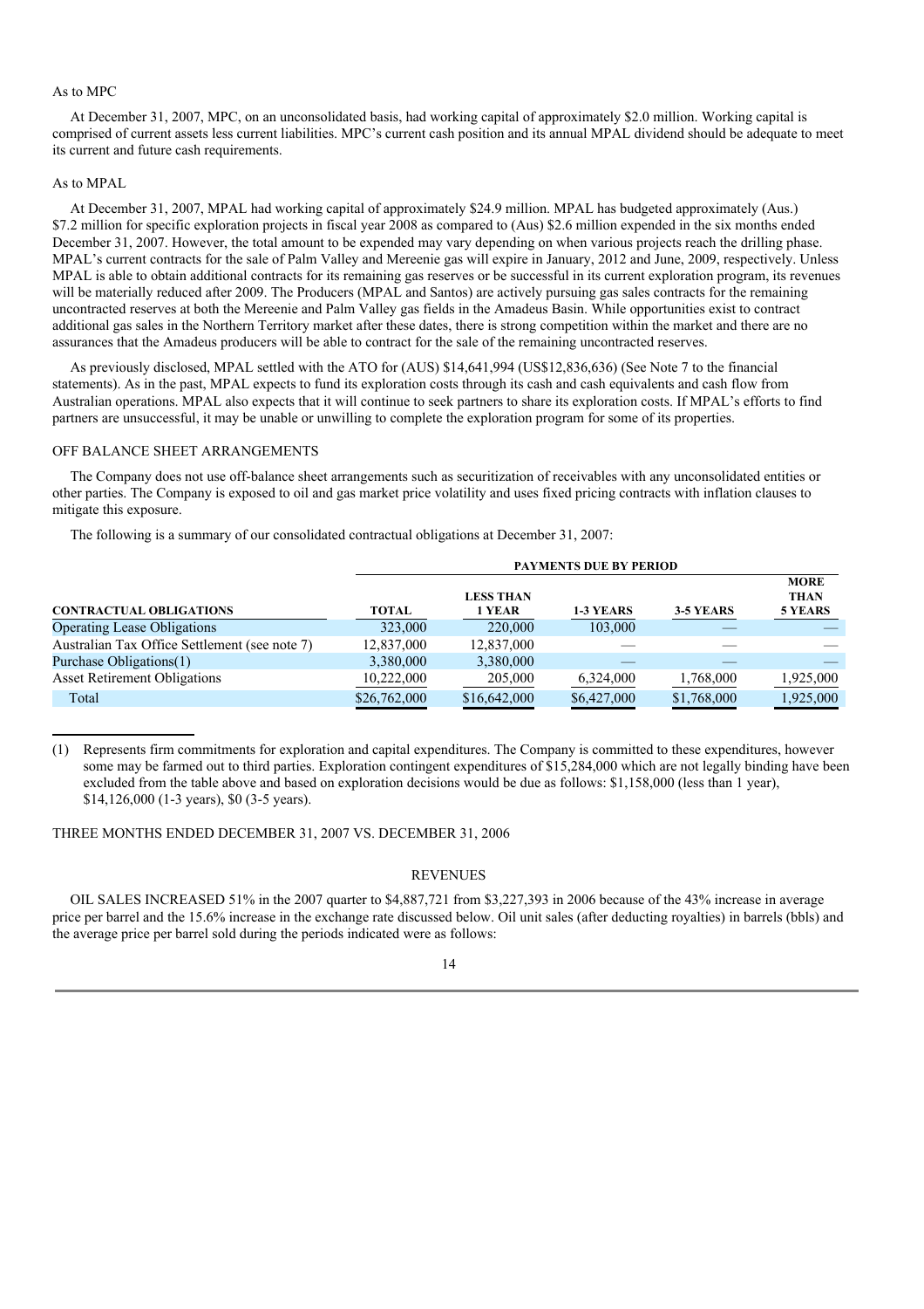As to MPC

At December 31, 2007, MPC, on an unconsolidated basis, had working capital of approximately $2.0 million. Working capital is comprised of current assets less current liabilities. MPC's current cash position and its annual MPAL dividend should be adequate to meet its current and future cash requirements.

As to MPAL

At December 31, 2007, MPAL had working capital of approximately $24.9 million. MPAL has budgeted approximately (Aus.) $7.2 million for specific exploration projects in fiscal year 2008 as compared to (Aus) $2.6 million expended in the six months ended December 31, 2007. However, the total amount to be expended may vary depending on when various projects reach the drilling phase. MPAL's current contracts for the sale of Palm Valley and Mereenie gas will expire in January, 2012 and June, 2009, respectively. Unless MPAL is able to obtain additional contracts for its remaining gas reserves or be successful in its current exploration program, its revenues will be materially reduced after 2009. The Producers (MPAL and Santos) are actively pursuing gas sales contracts for the remaining uncontracted reserves at both the Mereenie and Palm Valley gas fields in the Amadeus Basin. While opportunities exist to contract additional gas sales in the Northern Territory market after these dates, there is strong competition within the market and there are no assurances that the Amadeus producers will be able to contract for the sale of the remaining uncontracted reserves.

As previously disclosed, MPAL settled with the ATO for (AUS) $14,641,994 (US$12,836,636) (See Note 7 to the financial statements). As in the past, MPAL expects to fund its exploration costs through its cash and cash equivalents and cash flow from Australian operations. MPAL also expects that it will continue to seek partners to share its exploration costs. If MPAL's efforts to find partners are unsuccessful, it may be unable or unwilling to complete the exploration program for some of its properties.

OFF BALANCE SHEET ARRANGEMENTS

The Company does not use off-balance sheet arrangements such as securitization of receivables with any unconsolidated entities or other parties. The Company is exposed to oil and gas market price volatility and uses fixed pricing contracts with inflation clauses to mitigate this exposure.

The following is a summary of our consolidated contractual obligations at December 31, 2007:

| | PAYMENTS DUE BY PERIOD | | | | |
|---|---|---|---|---|---|
| CONTRACTUAL OBLIGATIONS | TOTAL | LESS THAN 1 YEAR | 1-3 YEARS | 3-5 YEARS | MORE THAN 5 YEARS |
| Operating Lease Obligations | 323,000 | 220,000 | 103,000 | — | — |
| Australian Tax Office Settlement (see note 7) | 12,837,000 | 12,837,000 | — | — | — |
| Purchase Obligations(1) | 3,380,000 | 3,380,000 | — | — | — |
| Asset Retirement Obligations | 10,222,000 | 205,000 | 6,324,000 | 1,768,000 | 1,925,000 |
| Total | $26,762,000 | $16,642,000 | $6,427,000 | $1,768,000 | 1,925,000 |

(1) Represents firm commitments for exploration and capital expenditures. The Company is committed to these expenditures, however some may be farmed out to third parties. Exploration contingent expenditures of $15,284,000 which are not legally binding have been excluded from the table above and based on exploration decisions would be due as follows: $1,158,000 (less than 1 year), $14,126,000 (1-3 years), $0 (3-5 years).

THREE MONTHS ENDED DECEMBER 31, 2007 VS. DECEMBER 31, 2006

REVENUES

OIL SALES INCREASED 51% in the 2007 quarter to $4,887,721 from $3,227,393 in 2006 because of the 43% increase in average price per barrel and the 15.6% increase in the exchange rate discussed below. Oil unit sales (after deducting royalties) in barrels (bbls) and the average price per barrel sold during the periods indicated were as follows: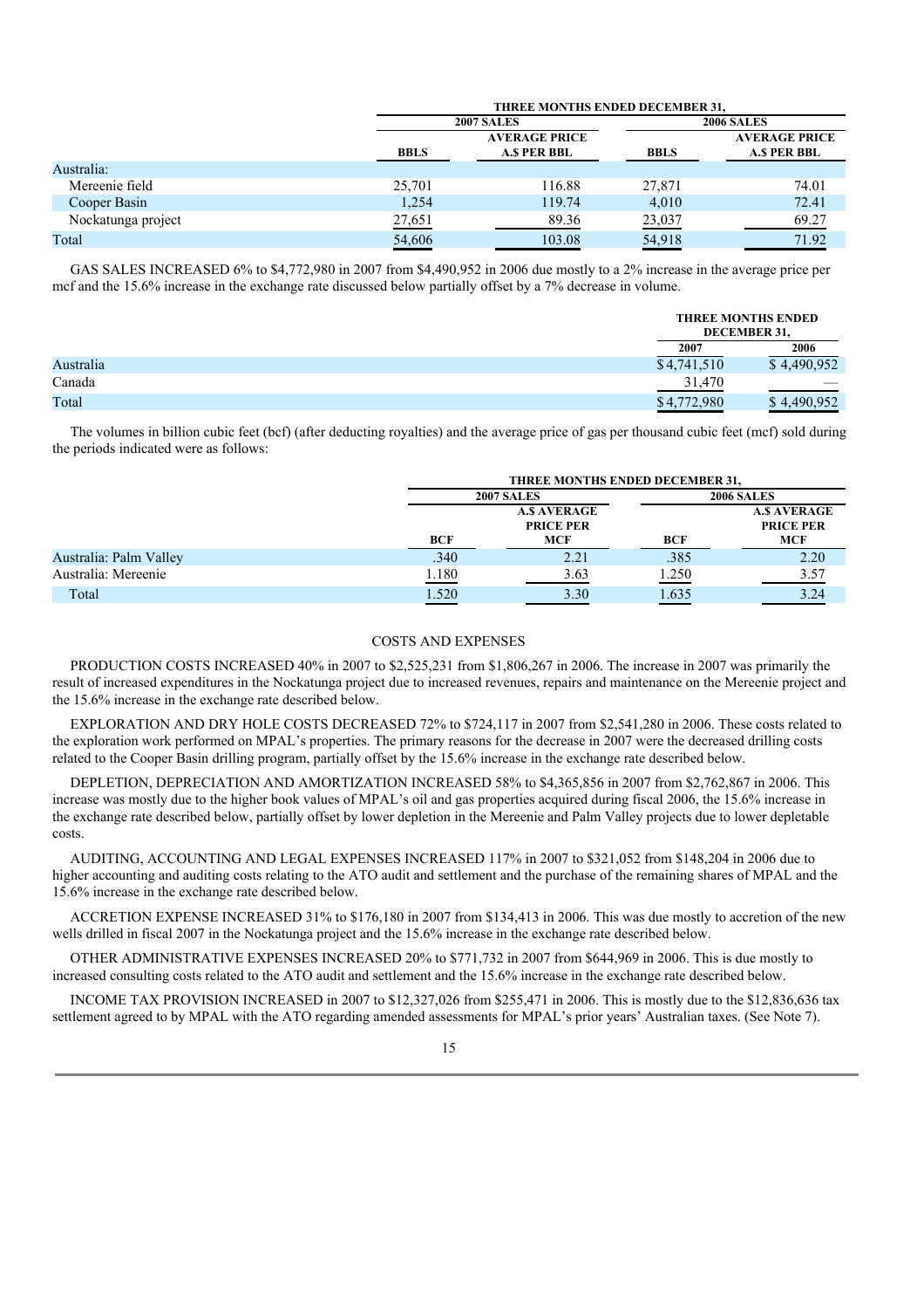| | THREE MONTHS ENDED DECEMBER 31, | | | |
|---|---|---|---|---|
| | 2007 SALES | | 2006 SALES | |
| | BBLS | AVERAGE PRICE A.$ PER BBL | BBLS | AVERAGE PRICE A.$ PER BBL |
| Australia: | | | | |
| Mereenie field | 25,701 | 116.88 | 27,871 | 74.01 |
| Cooper Basin | 1,254 | 119.74 | 4,010 | 72.41 |
| Nockatunga project | 27,651 | 89.36 | 23,037 | 69.27 |
| Total | 54,606 | 103.08 | 54,918 | 71.92 |

GAS SALES INCREASED 6% to $4,772,980 in 2007 from $4,490,952 in 2006 due mostly to a 2% increase in the average price per mcf and the 15.6% increase in the exchange rate discussed below partially offset by a 7% decrease in volume.

| | THREE MONTHS ENDED DECEMBER 31, | |
|---|---|---|
| | 2007 | 2006 |
| Australia | $4,741,510 | $ 4,490,952 |
| Canada | 31,470 | — |
| Total | $4,772,980 | $ 4,490,952 |

The volumes in billion cubic feet (bcf) (after deducting royalties) and the average price of gas per thousand cubic feet (mcf) sold during the periods indicated were as follows:

| | THREE MONTHS ENDED DECEMBER 31, | | | |
|---|---|---|---|---|
| | 2007 SALES | | 2006 SALES | |
| | BCF | A.$ AVERAGE PRICE PER MCF | BCF | A.$ AVERAGE PRICE PER MCF |
| Australia: Palm Valley | .340 | 2.21 | .385 | 2.20 |
| Australia: Mereenie | 1.180 | 3.63 | 1.250 | 3.57 |
| Total | 1.520 | 3.30 | 1.635 | 3.24 |

COSTS AND EXPENSES

PRODUCTION COSTS INCREASED 40% in 2007 to $2,525,231 from $1,806,267 in 2006. The increase in 2007 was primarily the result of increased expenditures in the Nockatunga project due to increased revenues, repairs and maintenance on the Mereenie project and the 15.6% increase in the exchange rate described below.

EXPLORATION AND DRY HOLE COSTS DECREASED 72% to $724,117 in 2007 from $2,541,280 in 2006. These costs related to the exploration work performed on MPAL's properties. The primary reasons for the decrease in 2007 were the decreased drilling costs related to the Cooper Basin drilling program, partially offset by the 15.6% increase in the exchange rate described below.

DEPLETION, DEPRECIATION AND AMORTIZATION INCREASED 58% to $4,365,856 in 2007 from $2,762,867 in 2006. This increase was mostly due to the higher book values of MPAL's oil and gas properties acquired during fiscal 2006, the 15.6% increase in the exchange rate described below, partially offset by lower depletion in the Mereenie and Palm Valley projects due to lower depletable costs.

AUDITING, ACCOUNTING AND LEGAL EXPENSES INCREASED 117% in 2007 to $321,052 from $148,204 in 2006 due to higher accounting and auditing costs relating to the ATO audit and settlement and the purchase of the remaining shares of MPAL and the 15.6% increase in the exchange rate described below.

ACCRETION EXPENSE INCREASED 31% to $176,180 in 2007 from $134,413 in 2006. This was due mostly to accretion of the new wells drilled in fiscal 2007 in the Nockatunga project and the 15.6% increase in the exchange rate described below.

OTHER ADMINISTRATIVE EXPENSES INCREASED 20% to $771,732 in 2007 from $644,969 in 2006. This is due mostly to increased consulting costs related to the ATO audit and settlement and the 15.6% increase in the exchange rate described below.

INCOME TAX PROVISION INCREASED in 2007 to $12,327,026 from $255,471 in 2006. This is mostly due to the $12,836,636 tax settlement agreed to by MPAL with the ATO regarding amended assessments for MPAL's prior years' Australian taxes. (See Note 7).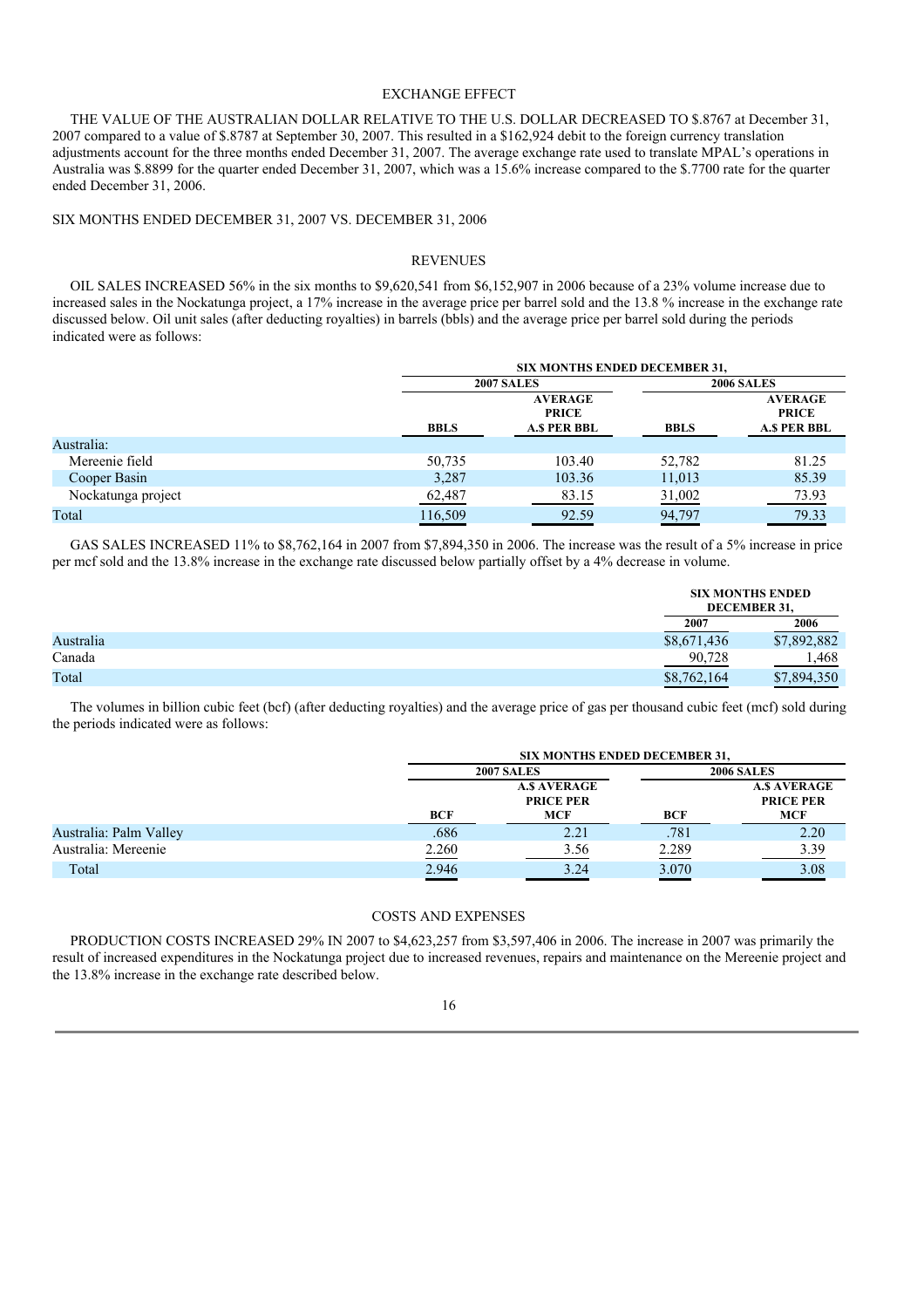### EXCHANGE EFFECT

THE VALUE OF THE AUSTRALIAN DOLLAR RELATIVE TO THE U.S. DOLLAR DECREASED TO $.8767 at December 31, 2007 compared to a value of $.8787 at September 30, 2007. This resulted in a $162,924 debit to the foreign currency translation adjustments account for the three months ended December 31, 2007. The average exchange rate used to translate MPAL's operations in Australia was $.8899 for the quarter ended December 31, 2007, which was a 15.6% increase compared to the $.7700 rate for the quarter ended December 31, 2006.

## SIX MONTHS ENDED DECEMBER 31, 2007 VS. DECEMBER 31, 2006

### REVENUES

OIL SALES INCREASED 56% in the six months to $9,620,541 from $6,152,907 in 2006 because of a 23% volume increase due to increased sales in the Nockatunga project, a 17% increase in the average price per barrel sold and the 13.8 % increase in the exchange rate discussed below. Oil unit sales (after deducting royalties) in barrels (bbls) and the average price per barrel sold during the periods indicated were as follows:

| | SIX MONTHS ENDED DECEMBER 31, | | | |
|---|---|---|---|---|
| | 2007 SALES | | 2006 SALES | |
| | BBLS | AVERAGE PRICE A.$ PER BBL | BBLS | AVERAGE PRICE A.$ PER BBL |
| Australia: | | | | |
| Mereenie field | 50,735 | 103.40 | 52,782 | 81.25 |
| Cooper Basin | 3,287 | 103.36 | 11,013 | 85.39 |
| Nockatunga project | 62,487 | 83.15 | 31,002 | 73.93 |
| Total | 116,509 | 92.59 | 94,797 | 79.33 |

GAS SALES INCREASED 11% to $8,762,164 in 2007 from $7,894,350 in 2006. The increase was the result of a 5% increase in price per mcf sold and the 13.8% increase in the exchange rate discussed below partially offset by a 4% decrease in volume.

| | SIX MONTHS ENDED DECEMBER 31, | |
|---|---|---|
| | 2007 | 2006 |
| Australia | $8,671,436 | $7,892,882 |
| Canada | 90,728 | 1,468 |
| Total | $8,762,164 | $7,894,350 |

The volumes in billion cubic feet (bcf) (after deducting royalties) and the average price of gas per thousand cubic feet (mcf) sold during the periods indicated were as follows:

| | SIX MONTHS ENDED DECEMBER 31, | | | |
|---|---|---|---|---|
| | 2007 SALES | | 2006 SALES | |
| | BCF | A.$ AVERAGE PRICE PER MCF | BCF | A.$ AVERAGE PRICE PER MCF |
| Australia: Palm Valley | .686 | 2.21 | .781 | 2.20 |
| Australia: Mereenie | 2.260 | 3.56 | 2.289 | 3.39 |
| Total | 2.946 | 3.24 | 3.070 | 3.08 |

### COSTS AND EXPENSES

PRODUCTION COSTS INCREASED 29% IN 2007 to $4,623,257 from $3,597,406 in 2006. The increase in 2007 was primarily the result of increased expenditures in the Nockatunga project due to increased revenues, repairs and maintenance on the Mereenie project and the 13.8% increase in the exchange rate described below.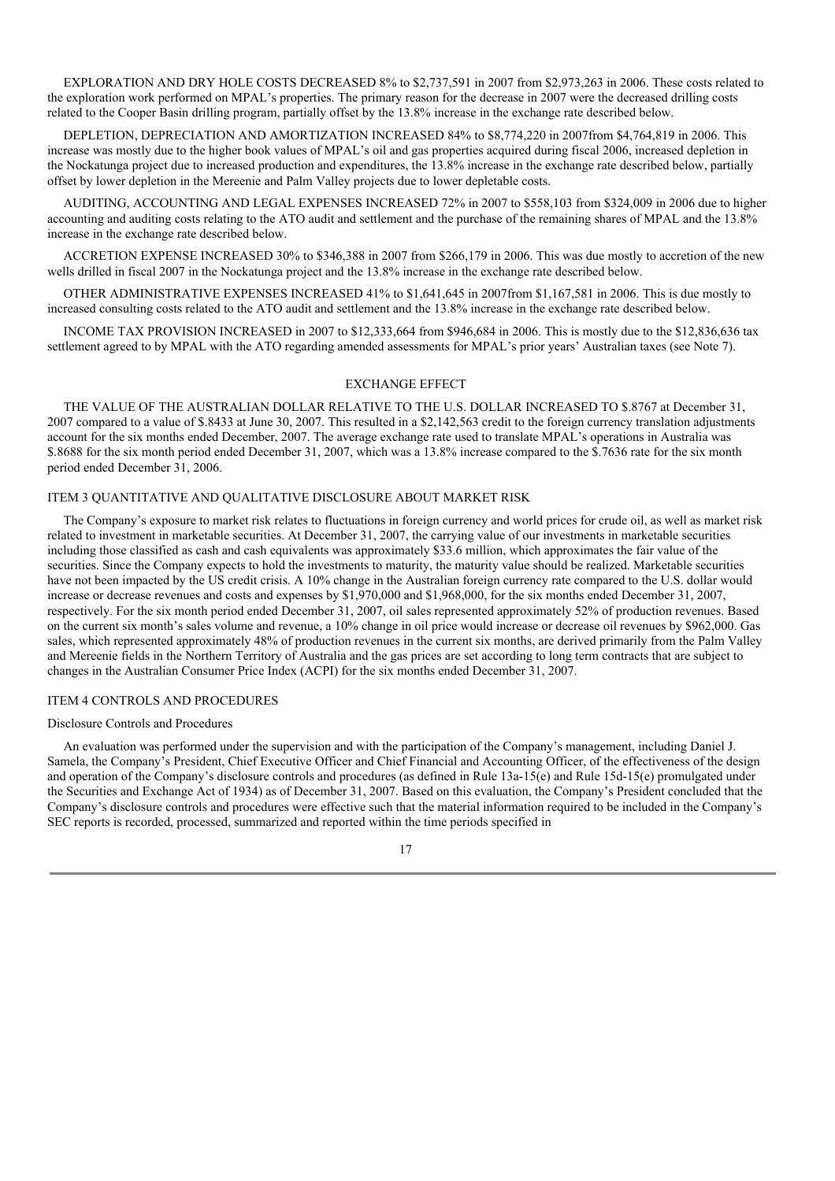EXPLORATION AND DRY HOLE COSTS DECREASED 8% to $2,737,591 in 2007 from $2,973,263 in 2006. These costs related to the exploration work performed on MPAL's properties. The primary reason for the decrease in 2007 were the decreased drilling costs related to the Cooper Basin drilling program, partially offset by the 13.8% increase in the exchange rate described below.

DEPLETION, DEPRECIATION AND AMORTIZATION INCREASED 84% to $8,774,220 in 2007from $4,764,819 in 2006. This increase was mostly due to the higher book values of MPAL's oil and gas properties acquired during fiscal 2006, increased depletion in the Nockatunga project due to increased production and expenditures, the 13.8% increase in the exchange rate described below, partially offset by lower depletion in the Mereenie and Palm Valley projects due to lower depletable costs.

AUDITING, ACCOUNTING AND LEGAL EXPENSES INCREASED 72% in 2007 to $558,103 from $324,009 in 2006 due to higher accounting and auditing costs relating to the ATO audit and settlement and the purchase of the remaining shares of MPAL and the 13.8% increase in the exchange rate described below.

ACCRETION EXPENSE INCREASED 30% to $346,388 in 2007 from $266,179 in 2006. This was due mostly to accretion of the new wells drilled in fiscal 2007 in the Nockatunga project and the 13.8% increase in the exchange rate described below.

OTHER ADMINISTRATIVE EXPENSES INCREASED 41% to $1,641,645 in 2007from $1,167,581 in 2006. This is due mostly to increased consulting costs related to the ATO audit and settlement and the 13.8% increase in the exchange rate described below.

INCOME TAX PROVISION INCREASED in 2007 to $12,333,664 from $946,684 in 2006. This is mostly due to the $12,836,636 tax settlement agreed to by MPAL with the ATO regarding amended assessments for MPAL's prior years' Australian taxes (see Note 7).

## EXCHANGE EFFECT

THE VALUE OF THE AUSTRALIAN DOLLAR RELATIVE TO THE U.S. DOLLAR INCREASED TO $.8767 at December 31, 2007 compared to a value of $.8433 at June 30, 2007. This resulted in a $2,142,563 credit to the foreign currency translation adjustments account for the six months ended December, 2007. The average exchange rate used to translate MPAL's operations in Australia was $.8688 for the six month period ended December 31, 2007, which was a 13.8% increase compared to the $.7636 rate for the six month period ended December 31, 2006.

## ITEM 3 QUANTITATIVE AND QUALITATIVE DISCLOSURE ABOUT MARKET RISK

The Company's exposure to market risk relates to fluctuations in foreign currency and world prices for crude oil, as well as market risk related to investment in marketable securities. At December 31, 2007, the carrying value of our investments in marketable securities including those classified as cash and cash equivalents was approximately $33.6 million, which approximates the fair value of the securities. Since the Company expects to hold the investments to maturity, the maturity value should be realized. Marketable securities have not been impacted by the US credit crisis. A 10% change in the Australian foreign currency rate compared to the U.S. dollar would increase or decrease revenues and costs and expenses by $1,970,000 and $1,968,000, for the six months ended December 31, 2007, respectively. For the six month period ended December 31, 2007, oil sales represented approximately 52% of production revenues. Based on the current six month's sales volume and revenue, a 10% change in oil price would increase or decrease oil revenues by $962,000. Gas sales, which represented approximately 48% of production revenues in the current six months, are derived primarily from the Palm Valley and Mereenie fields in the Northern Territory of Australia and the gas prices are set according to long term contracts that are subject to changes in the Australian Consumer Price Index (ACPI) for the six months ended December 31, 2007.

## ITEM 4 CONTROLS AND PROCEDURES

### Disclosure Controls and Procedures

An evaluation was performed under the supervision and with the participation of the Company's management, including Daniel J. Samela, the Company's President, Chief Executive Officer and Chief Financial and Accounting Officer, of the effectiveness of the design and operation of the Company's disclosure controls and procedures (as defined in Rule 13a-15(e) and Rule 15d-15(e) promulgated under the Securities and Exchange Act of 1934) as of December 31, 2007. Based on this evaluation, the Company's President concluded that the Company's disclosure controls and procedures were effective such that the material information required to be included in the Company's SEC reports is recorded, processed, summarized and reported within the time periods specified in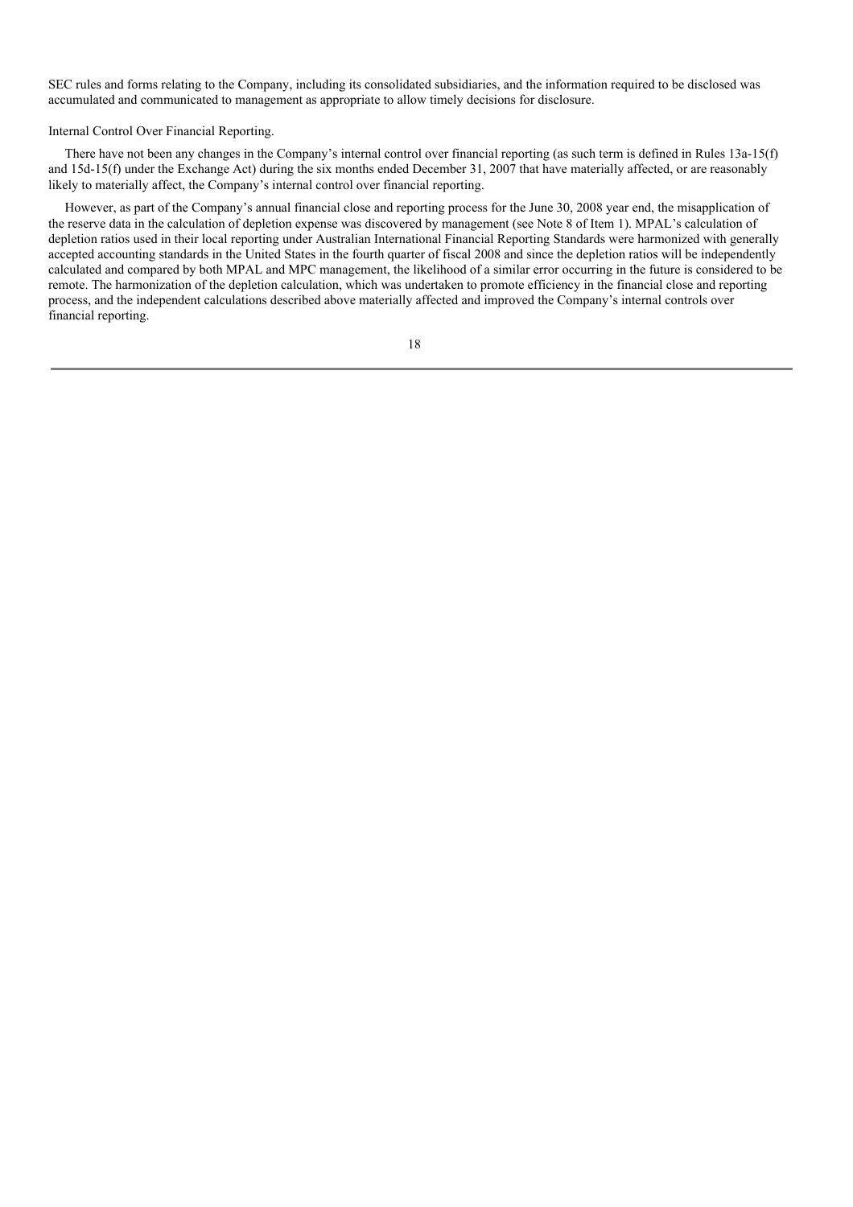SEC rules and forms relating to the Company, including its consolidated subsidiaries, and the information required to be disclosed was accumulated and communicated to management as appropriate to allow timely decisions for disclosure.

Internal Control Over Financial Reporting.

There have not been any changes in the Company's internal control over financial reporting (as such term is defined in Rules 13a-15(f) and 15d-15(f) under the Exchange Act) during the six months ended December 31, 2007 that have materially affected, or are reasonably likely to materially affect, the Company's internal control over financial reporting.

However, as part of the Company's annual financial close and reporting process for the June 30, 2008 year end, the misapplication of the reserve data in the calculation of depletion expense was discovered by management (see Note 8 of Item 1). MPAL's calculation of depletion ratios used in their local reporting under Australian International Financial Reporting Standards were harmonized with generally accepted accounting standards in the United States in the fourth quarter of fiscal 2008 and since the depletion ratios will be independently calculated and compared by both MPAL and MPC management, the likelihood of a similar error occurring in the future is considered to be remote. The harmonization of the depletion calculation, which was undertaken to promote efficiency in the financial close and reporting process, and the independent calculations described above materially affected and improved the Company's internal controls over financial reporting.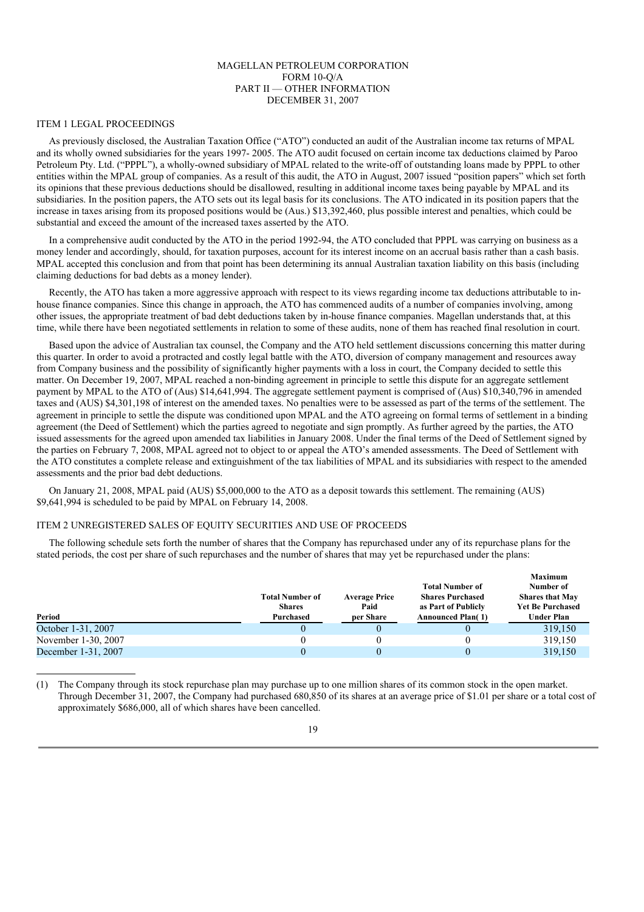MAGELLAN PETROLEUM CORPORATION
FORM 10-Q/A
PART II — OTHER INFORMATION
DECEMBER 31, 2007

## ITEM 1 LEGAL PROCEEDINGS

As previously disclosed, the Australian Taxation Office ("ATO") conducted an audit of the Australian income tax returns of MPAL and its wholly owned subsidiaries for the years 1997- 2005. The ATO audit focused on certain income tax deductions claimed by Paroo Petroleum Pty. Ltd. ("PPPL"), a wholly-owned subsidiary of MPAL related to the write-off of outstanding loans made by PPPL to other entities within the MPAL group of companies. As a result of this audit, the ATO in August, 2007 issued "position papers" which set forth its opinions that these previous deductions should be disallowed, resulting in additional income taxes being payable by MPAL and its subsidiaries. In the position papers, the ATO sets out its legal basis for its conclusions. The ATO indicated in its position papers that the increase in taxes arising from its proposed positions would be (Aus.) $13,392,460, plus possible interest and penalties, which could be substantial and exceed the amount of the increased taxes asserted by the ATO.

In a comprehensive audit conducted by the ATO in the period 1992-94, the ATO concluded that PPPL was carrying on business as a money lender and accordingly, should, for taxation purposes, account for its interest income on an accrual basis rather than a cash basis. MPAL accepted this conclusion and from that point has been determining its annual Australian taxation liability on this basis (including claiming deductions for bad debts as a money lender).

Recently, the ATO has taken a more aggressive approach with respect to its views regarding income tax deductions attributable to in-house finance companies. Since this change in approach, the ATO has commenced audits of a number of companies involving, among other issues, the appropriate treatment of bad debt deductions taken by in-house finance companies. Magellan understands that, at this time, while there have been negotiated settlements in relation to some of these audits, none of them has reached final resolution in court.

Based upon the advice of Australian tax counsel, the Company and the ATO held settlement discussions concerning this matter during this quarter. In order to avoid a protracted and costly legal battle with the ATO, diversion of company management and resources away from Company business and the possibility of significantly higher payments with a loss in court, the Company decided to settle this matter. On December 19, 2007, MPAL reached a non-binding agreement in principle to settle this dispute for an aggregate settlement payment by MPAL to the ATO of (Aus) $14,641,994. The aggregate settlement payment is comprised of (Aus) $10,340,796 in amended taxes and (AUS) $4,301,198 of interest on the amended taxes. No penalties were to be assessed as part of the terms of the settlement. The agreement in principle to settle the dispute was conditioned upon MPAL and the ATO agreeing on formal terms of settlement in a binding agreement (the Deed of Settlement) which the parties agreed to negotiate and sign promptly. As further agreed by the parties, the ATO issued assessments for the agreed upon amended tax liabilities in January 2008. Under the final terms of the Deed of Settlement signed by the parties on February 7, 2008, MPAL agreed not to object to or appeal the ATO's amended assessments. The Deed of Settlement with the ATO constitutes a complete release and extinguishment of the tax liabilities of MPAL and its subsidiaries with respect to the amended assessments and the prior bad debt deductions.

On January 21, 2008, MPAL paid (AUS) $5,000,000 to the ATO as a deposit towards this settlement. The remaining (AUS) $9,641,994 is scheduled to be paid by MPAL on February 14, 2008.

## ITEM 2 UNREGISTERED SALES OF EQUITY SECURITIES AND USE OF PROCEEDS

The following schedule sets forth the number of shares that the Company has repurchased under any of its repurchase plans for the stated periods, the cost per share of such repurchases and the number of shares that may yet be repurchased under the plans:

| Period | Total Number of Shares Purchased | Average Price Paid per Share | Total Number of Shares Purchased as Part of Publicly Announced Plan(1) | Maximum Number of Shares that May Yet Be Purchased Under Plan |
|---|---|---|---|---|
| October 1-31, 2007 | 0 | 0 | 0 | 319,150 |
| November 1-30, 2007 | 0 | 0 | 0 | 319,150 |
| December 1-31, 2007 | 0 | 0 | 0 | 319,150 |

(1) The Company through its stock repurchase plan may purchase up to one million shares of its common stock in the open market. Through December 31, 2007, the Company had purchased 680,850 of its shares at an average price of $1.01 per share or a total cost of approximately $686,000, all of which shares have been cancelled.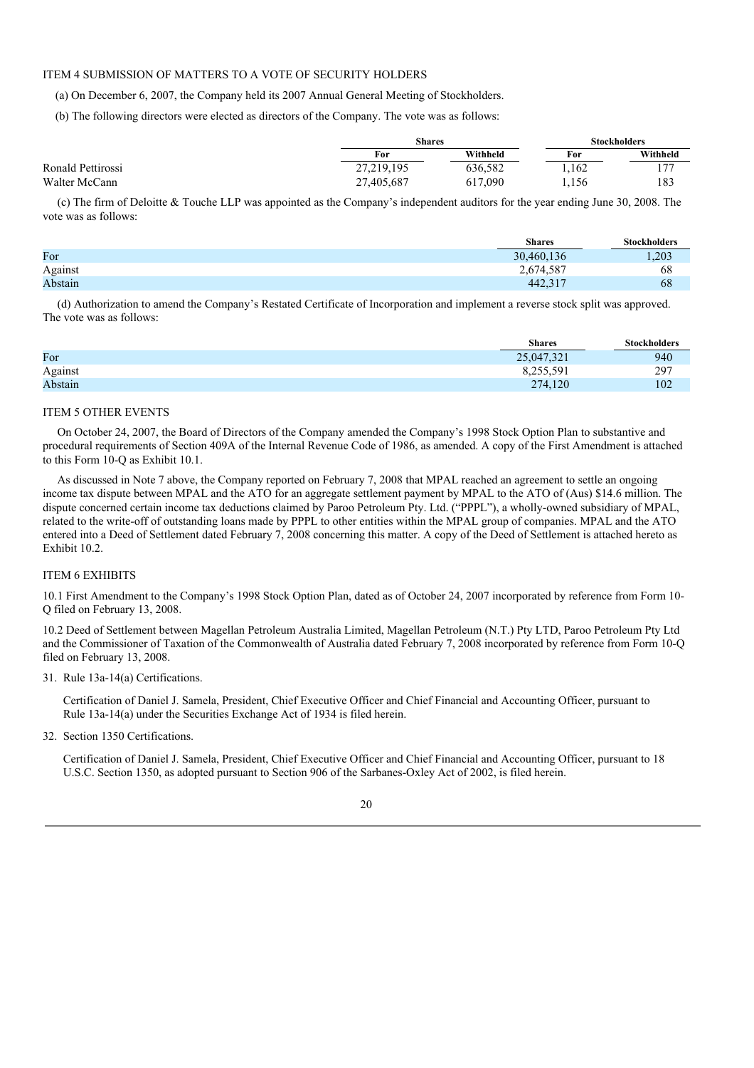## ITEM 4 SUBMISSION OF MATTERS TO A VOTE OF SECURITY HOLDERS

(a) On December 6, 2007, the Company held its 2007 Annual General Meeting of Stockholders.

(b) The following directors were elected as directors of the Company. The vote was as follows:

| | Shares | | Stockholders | |
|---|---|---|---|---|
| | For | Withheld | For | Withheld |
| Ronald Pettirossi | 27,219,195 | 636,582 | 1,162 | 177 |
| Walter McCann | 27,405,687 | 617,090 | 1,156 | 183 |

(c) The firm of Deloitte & Touche LLP was appointed as the Company's independent auditors for the year ending June 30, 2008. The vote was as follows:

| | Shares | Stockholders |
|---|---|---|
| For | 30,460,136 | 1,203 |
| Against | 2,674,587 | 68 |
| Abstain | 442,317 | 68 |

(d) Authorization to amend the Company's Restated Certificate of Incorporation and implement a reverse stock split was approved. The vote was as follows:

| | Shares | Stockholders |
|---|---|---|
| For | 25,047,321 | 940 |
| Against | 8,255,591 | 297 |
| Abstain | 274,120 | 102 |

## ITEM 5 OTHER EVENTS

On October 24, 2007, the Board of Directors of the Company amended the Company's 1998 Stock Option Plan to substantive and procedural requirements of Section 409A of the Internal Revenue Code of 1986, as amended. A copy of the First Amendment is attached to this Form 10-Q as Exhibit 10.1.

As discussed in Note 7 above, the Company reported on February 7, 2008 that MPAL reached an agreement to settle an ongoing income tax dispute between MPAL and the ATO for an aggregate settlement payment by MPAL to the ATO of (Aus) $14.6 million. The dispute concerned certain income tax deductions claimed by Paroo Petroleum Pty. Ltd. ("PPPL"), a wholly-owned subsidiary of MPAL, related to the write-off of outstanding loans made by PPPL to other entities within the MPAL group of companies. MPAL and the ATO entered into a Deed of Settlement dated February 7, 2008 concerning this matter. A copy of the Deed of Settlement is attached hereto as Exhibit 10.2.

## ITEM 6 EXHIBITS

10.1 First Amendment to the Company's 1998 Stock Option Plan, dated as of October 24, 2007 incorporated by reference from Form 10-Q filed on February 13, 2008.

10.2 Deed of Settlement between Magellan Petroleum Australia Limited, Magellan Petroleum (N.T.) Pty LTD, Paroo Petroleum Pty Ltd and the Commissioner of Taxation of the Commonwealth of Australia dated February 7, 2008 incorporated by reference from Form 10-Q filed on February 13, 2008.

31. Rule 13a-14(a) Certifications.

    Certification of Daniel J. Samela, President, Chief Executive Officer and Chief Financial and Accounting Officer, pursuant to Rule 13a-14(a) under the Securities Exchange Act of 1934 is filed herein.

32. Section 1350 Certifications.

    Certification of Daniel J. Samela, President, Chief Executive Officer and Chief Financial and Accounting Officer, pursuant to 18 U.S.C. Section 1350, as adopted pursuant to Section 906 of the Sarbanes-Oxley Act of 2002, is filed herein.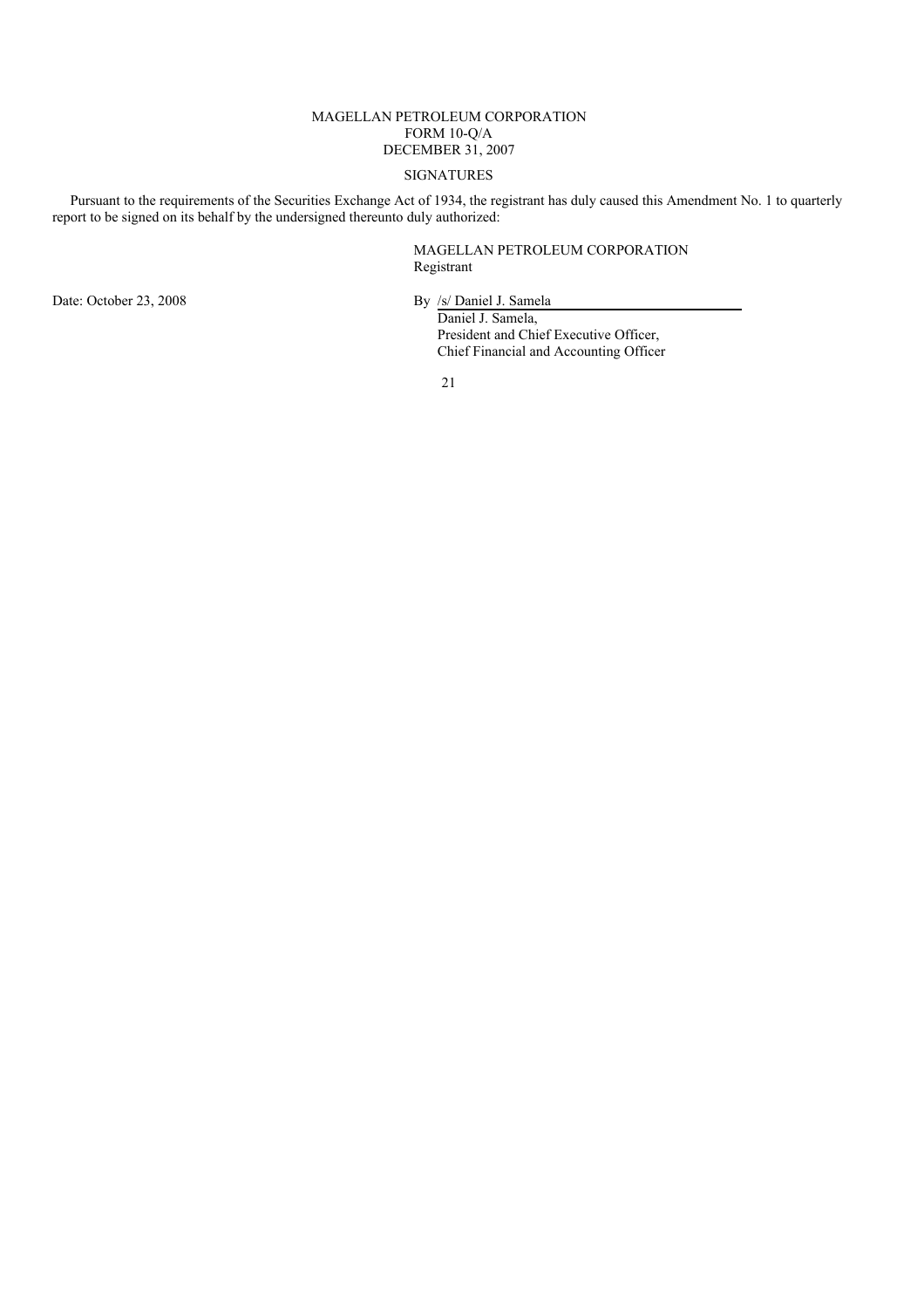MAGELLAN PETROLEUM CORPORATION
FORM 10-Q/A
DECEMBER 31, 2007

## SIGNATURES

Pursuant to the requirements of the Securities Exchange Act of 1934, the registrant has duly caused this Amendment No. 1 to quarterly report to be signed on its behalf by the undersigned thereunto duly authorized:

MAGELLAN PETROLEUM CORPORATION
Registrant

Date: October 23, 2008

By /s/ Daniel J. Samela
Daniel J. Samela,
President and Chief Executive Officer,
Chief Financial and Accounting Officer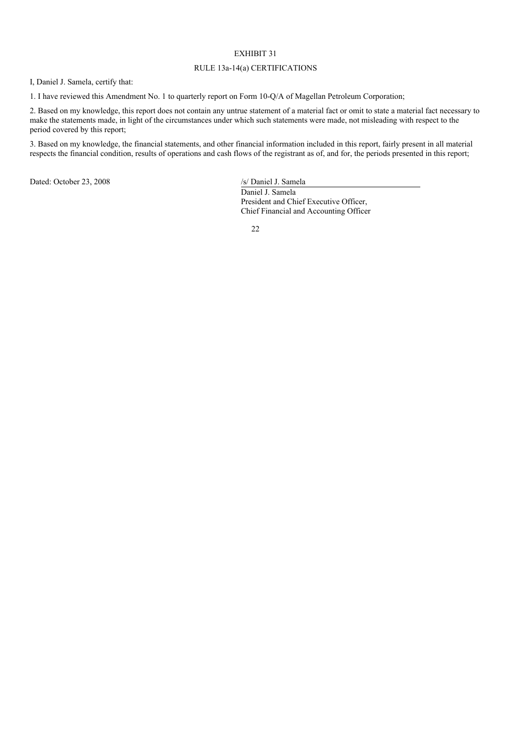# EXHIBIT 31

## RULE 13a-14(a) CERTIFICATIONS

I, Daniel J. Samela, certify that:

1. I have reviewed this Amendment No. 1 to quarterly report on Form 10-Q/A of Magellan Petroleum Corporation;

2. Based on my knowledge, this report does not contain any untrue statement of a material fact or omit to state a material fact necessary to make the statements made, in light of the circumstances under which such statements were made, not misleading with respect to the period covered by this report;

3. Based on my knowledge, the financial statements, and other financial information included in this report, fairly present in all material respects the financial condition, results of operations and cash flows of the registrant as of, and for, the periods presented in this report;

Dated: October 23, 2008

/s/ Daniel J. Samela

Daniel J. Samela
President and Chief Executive Officer,
Chief Financial and Accounting Officer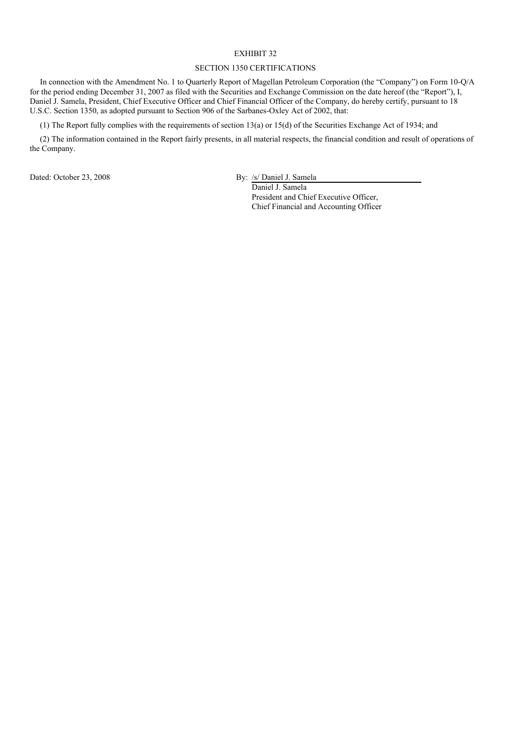# EXHIBIT 32

## SECTION 1350 CERTIFICATIONS

In connection with the Amendment No. 1 to Quarterly Report of Magellan Petroleum Corporation (the "Company") on Form 10-Q/A for the period ending December 31, 2007 as filed with the Securities and Exchange Commission on the date hereof (the "Report"), I, Daniel J. Samela, President, Chief Executive Officer and Chief Financial Officer of the Company, do hereby certify, pursuant to 18 U.S.C. Section 1350, as adopted pursuant to Section 906 of the Sarbanes-Oxley Act of 2002, that:

(1) The Report fully complies with the requirements of section 13(a) or 15(d) of the Securities Exchange Act of 1934; and

(2) The information contained in the Report fairly presents, in all material respects, the financial condition and result of operations of the Company.

Dated: October 23, 2008

By: /s/ Daniel J. Samela
Daniel J. Samela
President and Chief Executive Officer,
Chief Financial and Accounting Officer